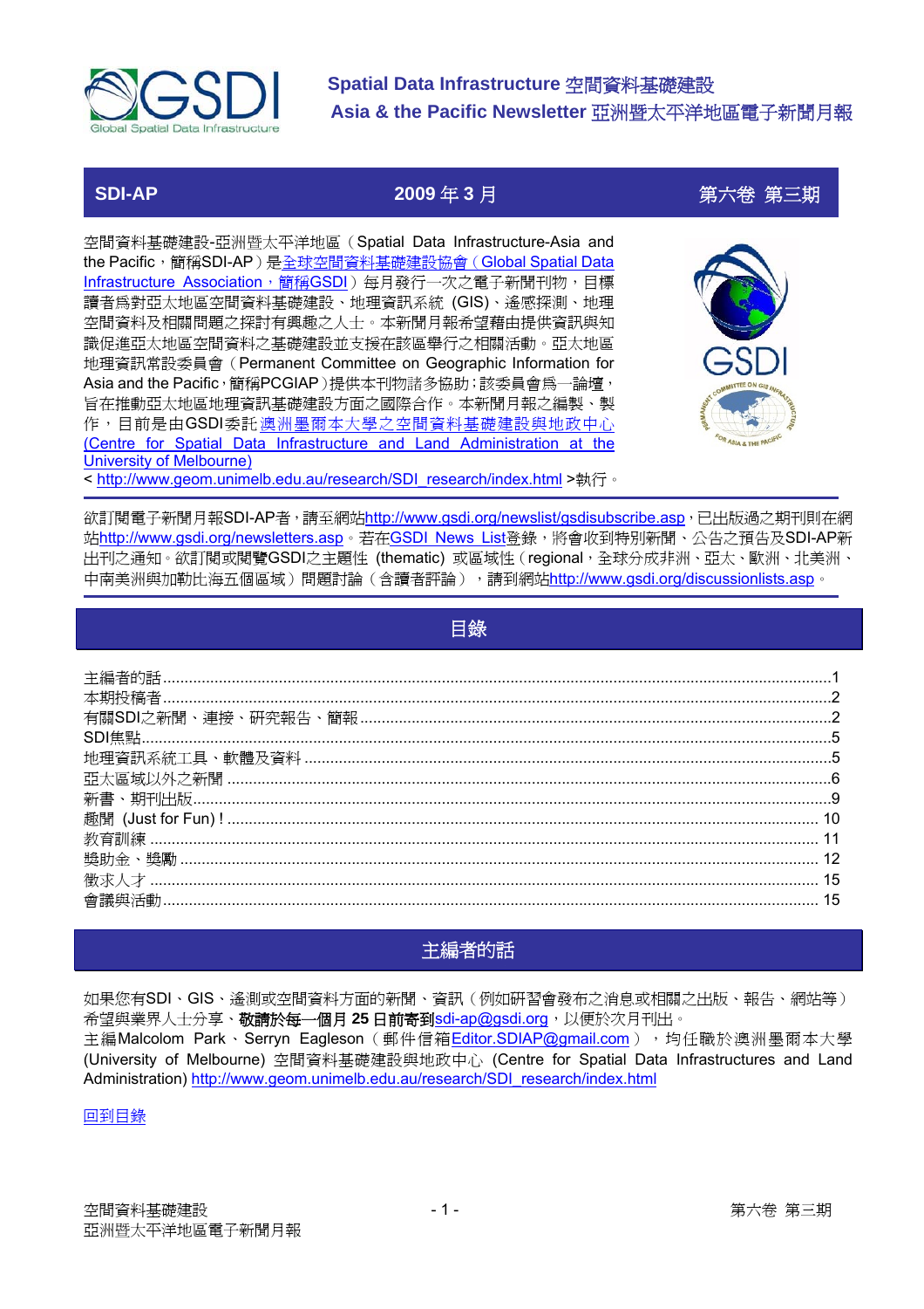# Spatial Data Infrastructure 空間資料基礎建設
## Asia & the Pacific Newsletter 亞洲暨太平洋地區電子新聞月報

| SDI-AP | 2009 年 3 月 | 第六卷 第三期 |
|---|---|---|

空間資料基礎建設-亞洲暨太平洋地區（Spatial Data Infrastructure-Asia and the Pacific，簡稱SDI-AP）是全球空間資料基礎建設協會（Global Spatial Data Infrastructure Association，簡稱GSDI）每月發行一次之電子新聞刊物，目標讀者爲對亞太地區空間資料基礎建設、地理資訊系統 (GIS)、遙感探測、地理空間資料及相關問題之探討有興趣之人士。本新聞月報希望藉由提供資訊與知識促進亞太地區空間資料之基礎建設並支援在該區舉行之相關活動。亞太地區地理資訊常設委員會（Permanent Committee on Geographic Information for Asia and the Pacific，簡稱PCGIAP）提供本刊物諸多協助；該委員會爲一論壇，旨在推動亞太地區地理資訊基礎建設方面之國際合作。本新聞月報之編製、製作，目前是由GSDI委託澳洲墨爾本大學之空間資料基礎建設與地政中心(Centre for Spatial Data Infrastructure and Land Administration at the University of Melbourne) < http://www.geom.unimelb.edu.au/research/SDI_research/index.html >執行。

欲訂閱電子新聞月報SDI-AP者，請至網站http://www.gsdi.org/newslist/gsdisubscribe.asp，已出版過之期刊則在網站http://www.gsdi.org/newsletters.asp。若在GSDI News List登錄，將會收到特別新聞、公告之預告及SDI-AP新出刊之通知。欲訂閱或閱覽GSDI之主題性 (thematic) 或區域性（regional，全球分成非洲、亞太、歐洲、北美洲、中南美洲與加勒比海五個區域）問題討論（含讀者評論），請到網站http://www.gsdi.org/discussionlists.asp。

## 目錄

主編者的話....................1
本期投稿者....................2
有關SDI之新聞、連接、研究報告、簡報....................2
SDI焦點....................5
地理資訊系統工具、軟體及資料....................5
亞太區域以外之新聞....................6
新書、期刊出版....................9
趣聞 (Just for Fun) !....................10
教育訓練....................11
獎助金、獎勵....................12
徵求人才....................15
會議與活動....................15

## 主編者的話

如果您有SDI、GIS、遙測或空間資料方面的新聞、資訊（例如研習會發布之消息或相關之出版、報告、網站等）希望與業界人士分享，**敬請於每一個月 25 日前寄到**sdi-ap@gsdi.org，以便於次月刊出。

主編Malcolm Park、Serryn Eagleson（郵件信箱Editor.SDIAP@gmail.com），均任職於澳洲墨爾本大學 (University of Melbourne) 空間資料基礎建設與地政中心 (Centre for Spatial Data Infrastructures and Land Administration) http://www.geom.unimelb.edu.au/research/SDI_research/index.html

回到目錄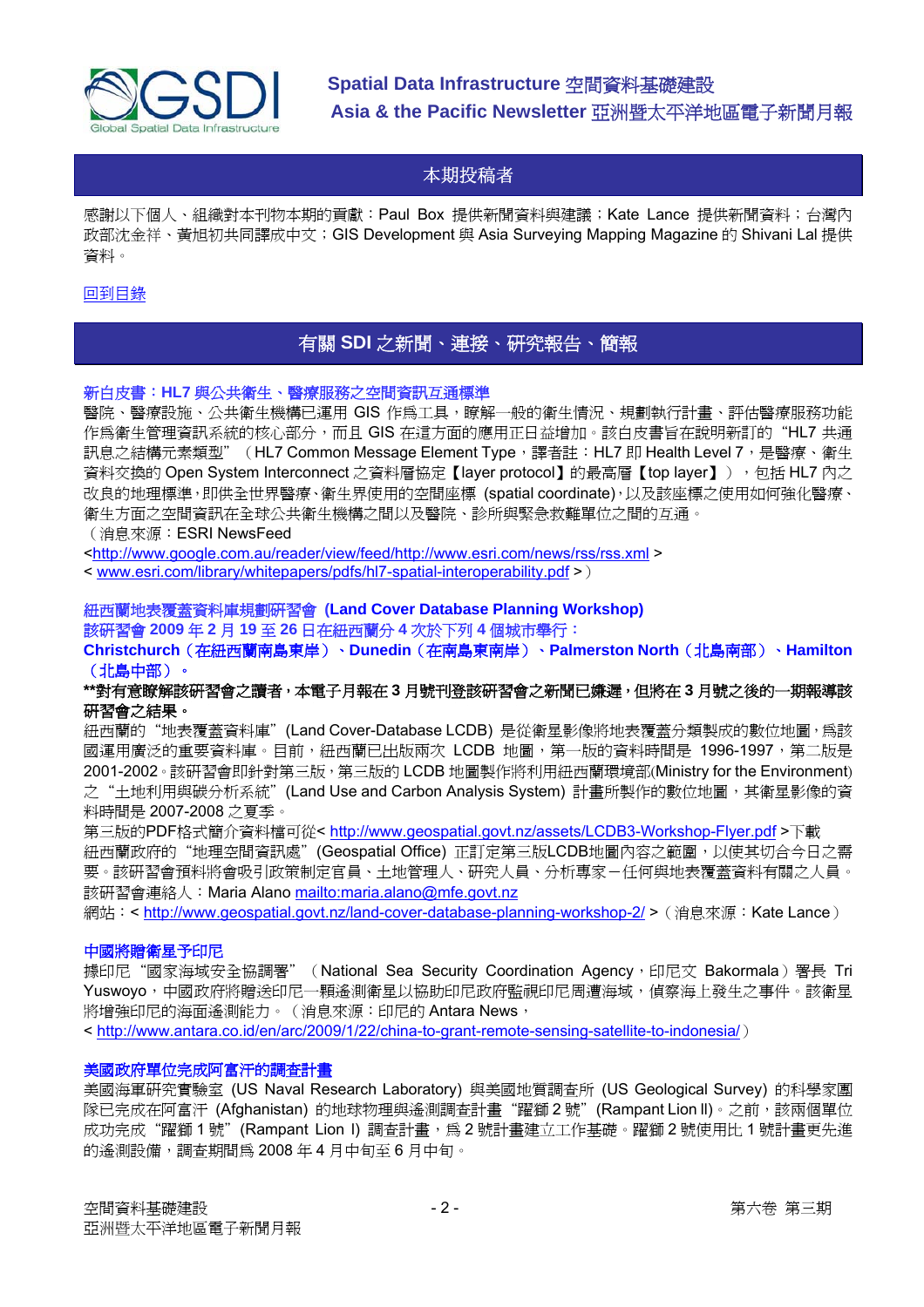## 本期投稿者

感謝以下個人、組織對本刊物本期的貢獻：Paul Box 提供新聞資料與建議；Kate Lance 提供新聞資料；台灣內政部沈金祥、黃旭初共同譯成中文；GIS Development 與 Asia Surveying Mapping Magazine 的 Shivani Lal 提供資料。

回到目錄

## 有關 SDI 之新聞、連接、研究報告、簡報

### 新白皮書：HL7 與公共衛生、醫療服務之空間資訊互通標準

醫院、醫療設施、公共衛生機構已運用 GIS 作爲工具，瞭解一般的衛生情況、規劃執行計畫、評估醫療服務功能作爲衛生管理資訊系統的核心部分，而且 GIS 在這方面的應用正日益增加。該白皮書旨在說明新訂的 "HL7 共通訊息之結構元素類型" （HL7 Common Message Element Type，譯者註：HL7 即 Health Level 7，是醫療、衛生資料交換的 Open System Interconnect 之資料層協定【layer protocol】的最高層【top layer】），包括 HL7 內之改良的地理標準，即供全世界醫療、衛生界使用的空間座標 (spatial coordinate)，以及該座標之使用如何強化醫療、衛生方面之空間資訊在全球公共衛生機構之間以及醫院、診所與緊急救難單位之間的互通。

（消息來源：ESRI NewsFeed

<http://www.google.com.au/reader/view/feed/http://www.esri.com/news/rss/rss.xml >

< www.esri.com/library/whitepapers/pdfs/hl7-spatial-interoperability.pdf > ）

### 紐西蘭地表覆蓋資料庫規劃研習會 (Land Cover Database Planning Workshop)

**該研習會 2009 年 2 月 19 至 26 日在紐西蘭分 4 次於下列 4 個城市舉行：**

**Christchurch（在紐西蘭南島東岸）、Dunedin（在南島東南岸）、Palmerston North（北島南部）、Hamilton（北島中部）。**

**\*\*對有意瞭解該研習會之讀者，本電子月報在 3 月號刊登該研習會之新聞已嫌遲，但將在 3 月號之後的一期報導該研習會之結果。**

紐西蘭的 "地表覆蓋資料庫" (Land Cover-Database LCDB) 是從衛星影像將地表覆蓋分類製成的數位地圖，爲該國運用廣泛的重要資料庫。目前，紐西蘭已出版兩次 LCDB 地圖，第一版的資料時間是 1996-1997，第二版是 2001-2002。該研習會即針對第三版，第三版的 LCDB 地圖製作將利用紐西蘭環境部(Ministry for the Environment) 之 "土地利用與碳分析系統" (Land Use and Carbon Analysis System) 計畫所製作的數位地圖，其衛星影像的資料時間是 2007-2008 之夏季。

第三版的PDF格式簡介資料檔可從< http://www.geospatial.govt.nz/assets/LCDB3-Workshop-Flyer.pdf >下載

紐西蘭政府的 "地理空間資訊處" (Geospatial Office) 正訂定第三版LCDB地圖內容之範圍，以使其切合今日之需要。該研習會預料將會吸引政策制定官員、土地管理人、研究人員、分析專家－任何與地表覆蓋資料有關之人員。

該研習會連絡人：Maria Alano mailto:maria.alano@mfe.govt.nz

網站：< http://www.geospatial.govt.nz/land-cover-database-planning-workshop-2/ > （消息來源：Kate Lance）

### 中國將贈衛星予印尼

據印尼 "國家海域安全協調署" （National Sea Security Coordination Agency，印尼文 Bakormala）署長 Tri Yuswoyo，中國政府將贈送印尼一顆遙測衛星以協助印尼政府監視印尼周遭海域，偵察海上發生之事件。該衛星將增強印尼的海面遙測能力。（消息來源：印尼的 Antara News，

< http://www.antara.co.id/en/arc/2009/1/22/china-to-grant-remote-sensing-satellite-to-indonesia/ ）

### 美國政府單位完成阿富汗的調查計畫

美國海軍研究實驗室 (US Naval Research Laboratory) 與美國地質調查所 (US Geological Survey) 的科學家團隊已完成在阿富汗 (Afghanistan) 的地球物理與遙測調查計畫 "躍獅 2 號" (Rampant Lion II)。之前，該兩個單位成功完成 "躍獅 1 號" (Rampant Lion I) 調查計畫，爲 2 號計畫建立工作基礎。躍獅 2 號使用比 1 號計畫更先進的遙測設備，調查期間爲 2008 年 4 月中旬至 6 月中旬。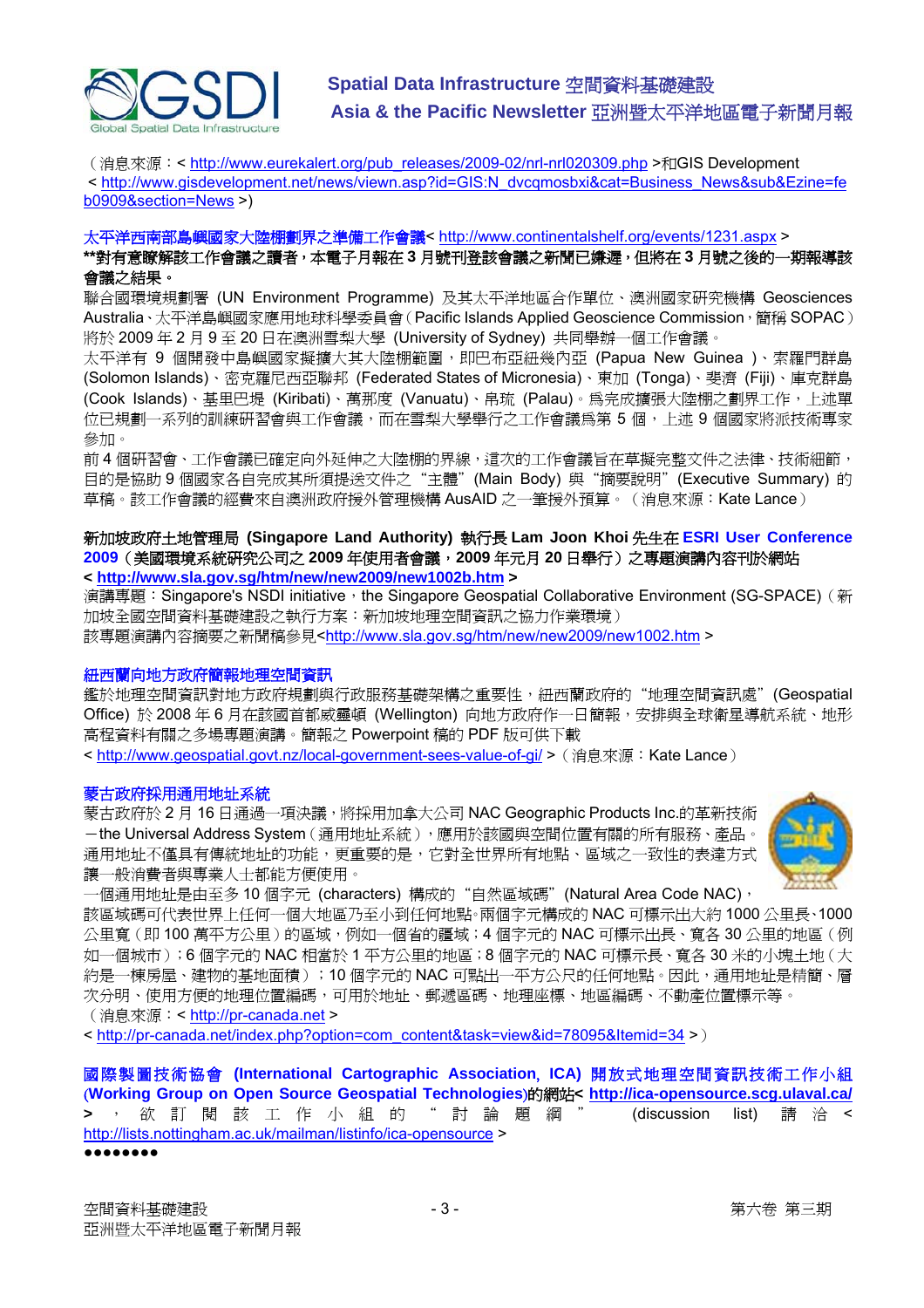（消息來源：< http://www.eurekalert.org/pub_releases/2009-02/nrl-nrl020309.php >和GIS Development < http://www.gisdevelopment.net/news/viewn.asp?id=GIS:N_dvcqmosbxi&cat=Business_News&sub&Ezine=feb0909&section=News >）

### 太平洋西南部島嶼國家大陸棚劃界之準備工作會議< http://www.continentalshelf.org/events/1231.aspx >

**\*\*對有意瞭解該工作會議之讀者，本電子月報在 3 月號刊登該會議之新聞已嫌遲，但將在 3 月號之後的一期報導該會議之結果。**

聯合國環境規劃署 (UN Environment Programme) 及其太平洋地區合作單位、澳洲國家研究機構 Geosciences Australia、太平洋島嶼國家應用地球科學委員會（Pacific Islands Applied Geoscience Commission，簡稱 SOPAC）將於 2009 年 2 月 9 至 20 日在澳洲雪梨大學 (University of Sydney) 共同舉辦一個工作會議。

太平洋有 9 個開發中島嶼國家擬擴大其大陸棚範圍，即巴布亞紐幾內亞 (Papua New Guinea )、索羅門群島 (Solomon Islands)、密克羅尼西亞聯邦 (Federated States of Micronesia)、東加 (Tonga)、斐濟 (Fiji)、庫克群島 (Cook Islands)、基里巴提 (Kiribati)、萬那度 (Vanuatu)、帛琉 (Palau)。為完成擴張大陸棚之劃界工作，上述單位已規劃一系列的訓練研習會與工作會議，而在雪梨大學舉行之工作會議為第 5 個，上述 9 個國家將派技術專家參加。

前 4 個研習會、工作會議已確定向外延伸之大陸棚的界線，這次的工作會議旨在草擬完整文件之法律、技術細節，目的是協助 9 個國家各自完成其所須提送文件之 "主體" (Main Body) 與 "摘要說明" (Executive Summary) 的草稿。該工作會議的經費來自澳洲政府援外管理機構 AusAID 之一筆援外預算。（消息來源：Kate Lance）

### 新加坡政府土地管理局 (Singapore Land Authority) 執行長 Lam Joon Khoi 先生在 ESRI User Conference 2009（美國環境系統研究公司之 2009 年使用者會議，2009 年元月 20 日舉行）之專題演講內容刊於網站 < http://www.sla.gov.sg/htm/new/new2009/new1002b.htm >

演講專題：Singapore's NSDI initiative，the Singapore Geospatial Collaborative Environment (SG-SPACE)（新加坡全國空間資料基礎建設之執行方案：新加坡地理空間資訊之協力作業環境）

該專題演講內容摘要之新聞稿參見<http://www.sla.gov.sg/htm/new/new2009/new1002.htm >

### 紐西蘭向地方政府簡報地理空間資訊

鑑於地理空間資訊對地方政府規劃與行政服務基礎架構之重要性，紐西蘭政府的 "地理空間資訊處" (Geospatial Office) 於 2008 年 6 月在該國首都威靈頓 (Wellington) 向地方政府作一日簡報，安排與全球衛星導航系統、地形高程資料有關之多場專題演講。簡報之 Powerpoint 稿的 PDF 版可供下載

< http://www.geospatial.govt.nz/local-government-sees-value-of-gi/ >（消息來源：Kate Lance）

### 蒙古政府採用通用地址系統

蒙古政府於 2 月 16 日通過一項決議，將採用加拿大公司 NAC Geographic Products Inc.的革新技術－the Universal Address System（通用地址系統），應用於該國與空間位置有關的所有服務、產品。通用地址不僅具有傳統地址的功能，更重要的是，它對全世界所有地點、區域之一致性的表達方式讓一般消費者與專業人士都能方便使用。

一個通用地址是由至多 10 個字元 (characters) 構成的 "自然區域碼" (Natural Area Code NAC)，該區域碼可代表世界上任何一個大地區乃至小到任何地點。兩個字元構成的 NAC 可標示出大約 1000 公里長、1000 公里寬（即 100 萬平方公里）的區域，例如一個省的疆域；4 個字元的 NAC 可標示出長、寬各 30 公里的地區（例如一個城市）；6 個字元的 NAC 相當於 1 平方公里的地區；8 個字元的 NAC 可標示長、寬各 30 米的小塊土地（大約是一棟房屋、建物的基地面積）；10 個字元的 NAC 可點出一平方公尺的任何地點。因此，通用地址是精簡、層次分明、使用方便的地理位置編碼，可用於地址、郵遞區碼、地理座標、地區編碼、不動產位置標示等。

（消息來源：< http://pr-canada.net >

< http://pr-canada.net/index.php?option=com_content&task=view&id=78095&Itemid=34 >）

### 國際製圖技術協會 (International Cartographic Association, ICA) 開放式地理空間資訊技術工作小組 (Working Group on Open Source Geospatial Technologies)的網站< http://ica-opensource.scg.ulaval.ca/ >

欲訂閱該工作小組的 "討論題綱" (discussion list) 請洽 < http://lists.nottingham.ac.uk/mailman/listinfo/ica-opensource >

●●●●●●●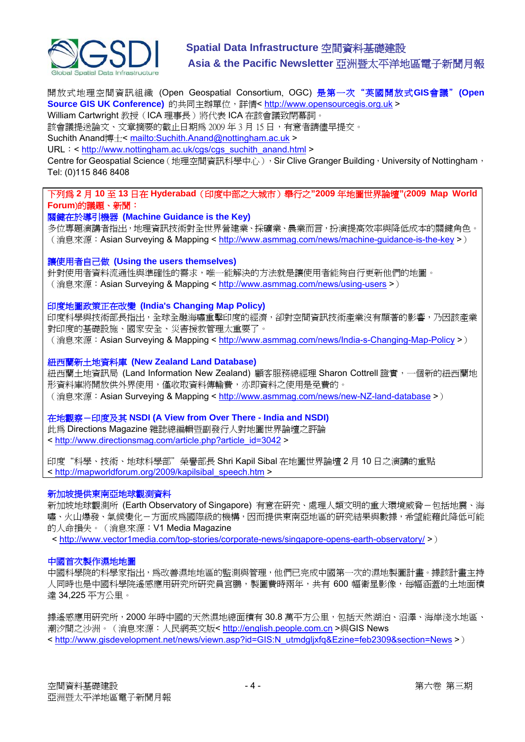開放式地理空間資訊組織（Open Geospatial Consortium, OGC）**是第一次"英國開放式GIS會議"(Open Source GIS UK Conference)** 的共同主辦單位，詳情< http://www.opensourcegis.org.uk >
William Cartwright 教授（ICA 理事長）將代表 ICA 在該會議致閉幕詞。
該會議提送論文、文章摘要的截止日期為 2009 年 3 月 15 日，有意者請儘早提交。
Suchith Anand博士< mailto:Suchith.Anand@nottingham.ac.uk >
URL：< http://www.nottingham.ac.uk/cgs/cgs_suchith_anand.html >
Centre for Geospatial Science（地理空間資訊科學中心），Sir Clive Granger Building，University of Nottingham，Tel: (0)115 846 8408

**下列為 2 月 10 至 13 日在 Hyderabad（印度中部之大城市）舉行之"2009 年地圖世界論壇"(2009 Map World Forum)的議題、新聞：**

### 關鍵在於導引機器 (Machine Guidance is the Key)

多位專題演講者指出，地理資訊技術對全世界營建業、採礦業、農業而言，扮演提高效率與降低成本的關鍵角色。（消息來源：Asian Surveying & Mapping < http://www.asmmag.com/news/machine-guidance-is-the-key >）

### 讓使用者自己做 (Using the users themselves)

針對使用者資料流通性與準確性的需求，唯一能解決的方法就是讓使用者能夠自行更新他們的地圖。（消息來源：Asian Surveying & Mapping < http://www.asmmag.com/news/using-users >）

### 印度地圖政策正在改變 (India's Changing Map Policy)

印度科學與技術部長指出，全球金融海嘯重擊印度的經濟，卻對空間資訊技術產業沒有顯著的影響，乃因該產業對印度的基礎設施、國家安全、災害援救管理太重要了。
（消息來源：Asian Surveying & Mapping < http://www.asmmag.com/news/India-s-Changing-Map-Policy >）

### 紐西蘭新土地資料庫 (New Zealand Land Database)

紐西蘭土地資訊局 (Land Information New Zealand) 顧客服務總經理 Sharon Cottrell 證實，一個新的紐西蘭地形資料庫將開放供外界使用，僅收取資料傳輸費，亦即資料之使用是免費的。
（消息來源：Asian Surveying & Mapping < http://www.asmmag.com/news/new-NZ-land-database >）

### 在地觀察－印度及其 NSDI (A View from Over There - India and NSDI)

此為 Directions Magazine 雜誌總編輯暨副發行人對地圖世界論壇之評論
< http://www.directionsmag.com/article.php?article_id=3042 >

印度"科學、技術、地球科學部"榮譽部長 Shri Kapil Sibal 在地圖世界論壇 2 月 10 日之演講的重點
< http://mapworldforum.org/2009/kapilsibal_speech.htm >

### 新加坡提供東南亞地球觀測資料

新加坡地球觀測所 (Earth Observatory of Singapore) 有意在研究、處理人類文明的重大環境威脅－包括地震、海嘯、火山爆發、氣候變化－方面成為國際級的機構，因而提供東南亞地區的研究結果與數據，希望能藉此降低可能的人命損失。（消息來源：V1 Media Magazine
< http://www.vector1media.com/top-stories/corporate-news/singapore-opens-earth-observatory/ >）

### 中國首次製作濕地地圖

中國科學院的科學家指出，為改善濕地地區的監測與管理，他們已完成中國第一次的濕地製圖計畫。據該計畫主持人同時也是中國科學院遙感應用研究所研究員宮鵬，製圖費時兩年，共有 600 幅衛星影像，每幅涵蓋的土地面積達 34,225 平方公里。

據遙感應用研究所，2000 年時中國的天然濕地總面積有 30.8 萬平方公里，包括天然湖泊、沼澤、海岸淺水地區、潮汐間之沙洲。（消息來源：人民網英文版< http://english.people.com.cn >與GIS News
< http://www.gisdevelopment.net/news/viewn.asp?id=GIS:N_utmdgljxfq&Ezine=feb2309&section=News >）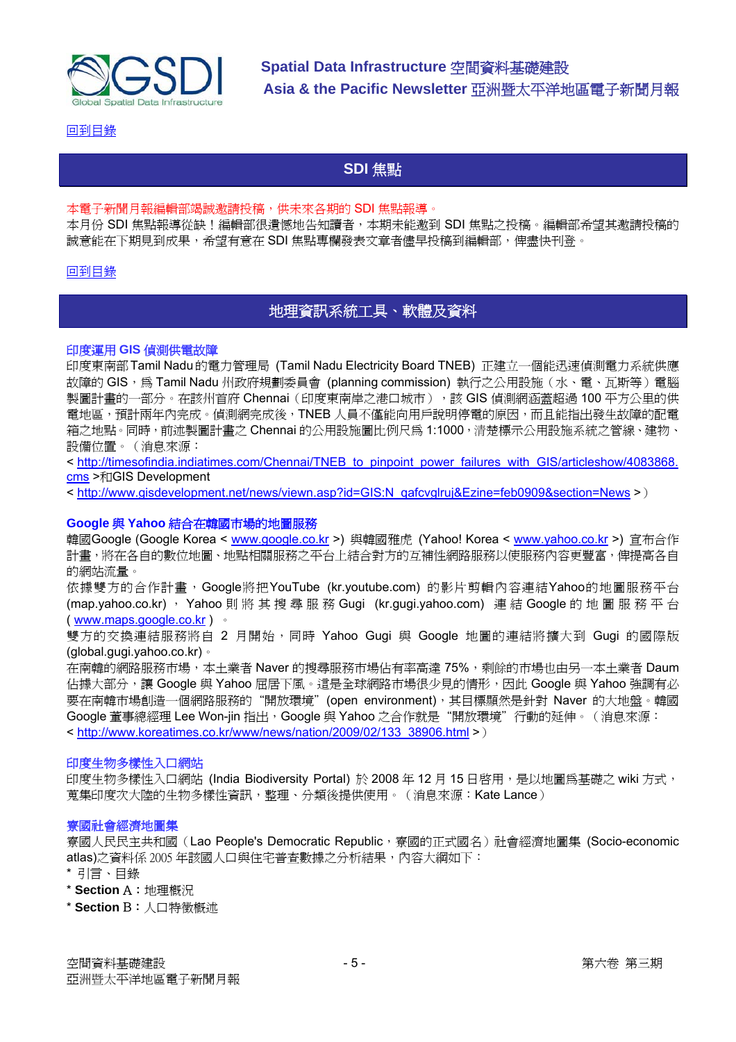[回到目錄]

## SDI 焦點

本電子新聞月報編輯部竭誠邀請投稿，供未來各期的 SDI 焦點報導。
本月份 SDI 焦點報導從缺！編輯部很遺憾地告知讀者，本期未能邀到 SDI 焦點之投稿。編輯部希望其邀請投稿的誠意能在下期見到成果，希望有意在 SDI 焦點專欄發表文章者儘早投稿到編輯部，俾盡快刊登。

[回到目錄]

## 地理資訊系統工具、軟體及資料

### 印度運用 GIS 偵測供電故障

印度東南部 Tamil Nadu 的電力管理局 (Tamil Nadu Electricity Board TNEB) 正建立一個能迅速偵測電力系統供應故障的 GIS，為 Tamil Nadu 州政府規劃委員會 (planning commission) 執行之公用設施（水、電、瓦斯等）電腦製圖計畫的一部分。在該州首府 Chennai（印度東南岸之港口城市），該 GIS 偵測網涵蓋超過 100 平方公里的供電地區，預計兩年內完成。偵測網完成後，TNEB 人員不僅能向用戶說明停電的原因，而且能指出發生故障的配電箱之地點。同時，前述製圖計畫之 Chennai 的公用設施圖比例尺為 1:1000，清楚標示公用設施系統之管線、建物、設備位置。（消息來源：
< http://timesofindia.indiatimes.com/Chennai/TNEB_to_pinpoint_power_failures_with_GIS/articleshow/4083868.cms >和GIS Development
< http://www.gisdevelopment.net/news/viewn.asp?id=GIS:N_qafcvglruj&Ezine=feb0909&section=News >）

### Google 與 Yahoo 結合在韓國市場的地圖服務

韓國Google (Google Korea < www.google.co.kr >) 與韓國雅虎 (Yahoo! Korea < www.yahoo.co.kr >) 宣布合作計畫，將在各自的數位地圖、地點相關服務之平台上結合對方的互補性網路服務以使服務內容更豐富，俾提高各自的網站流量。
依據雙方的合作計畫，Google將把YouTube (kr.youtube.com) 的影片剪輯內容連結Yahoo的地圖服務平台 (map.yahoo.co.kr)，Yahoo 則將其搜尋服務 Gugi (kr.gugi.yahoo.com) 連結 Google 的地圖服務平台 ( www.maps.google.co.kr )。
雙方的交換連結服務將自 2 月開始，同時 Yahoo Gugi 與 Google 地圖的連結將擴大到 Gugi 的國際版 (global.gugi.yahoo.co.kr)。
在南韓的網路服務市場，本土業者 Naver 的搜尋服務市場佔有率高達 75%，剩餘的市場也由另一本土業者 Daum 佔據大部分，讓 Google 與 Yahoo 屈居下風。這是全球網路市場很少見的情形，因此 Google 與 Yahoo 強調有必要在南韓市場創造一個網路服務的"開放環境"(open environment)，其目標顯然是針對 Naver 的大地盤。韓國 Google 董事總經理 Lee Won-jin 指出，Google 與 Yahoo 之合作就是"開放環境"行動的延伸。（消息來源：
< http://www.koreatimes.co.kr/www/news/nation/2009/02/133_38906.html >）

### 印度生物多樣性入口網站

印度生物多樣性入口網站 (India Biodiversity Portal) 於 2008 年 12 月 15 日啓用，是以地圖為基礎之 wiki 方式，蒐集印度次大陸的生物多樣性資訊，整理、分類後提供使用。（消息來源：Kate Lance）

### 寮國社會經濟地圖集

寮國人民民主共和國（Lao People's Democratic Republic，寮國的正式國名）社會經濟地圖集 (Socio-economic atlas)之資料係 2005 年該國人口與住宅普查數據之分析結果，內容大綱如下：
* 引言、目錄
* **Section** A：地理概況
* **Section** B：人口特徵概述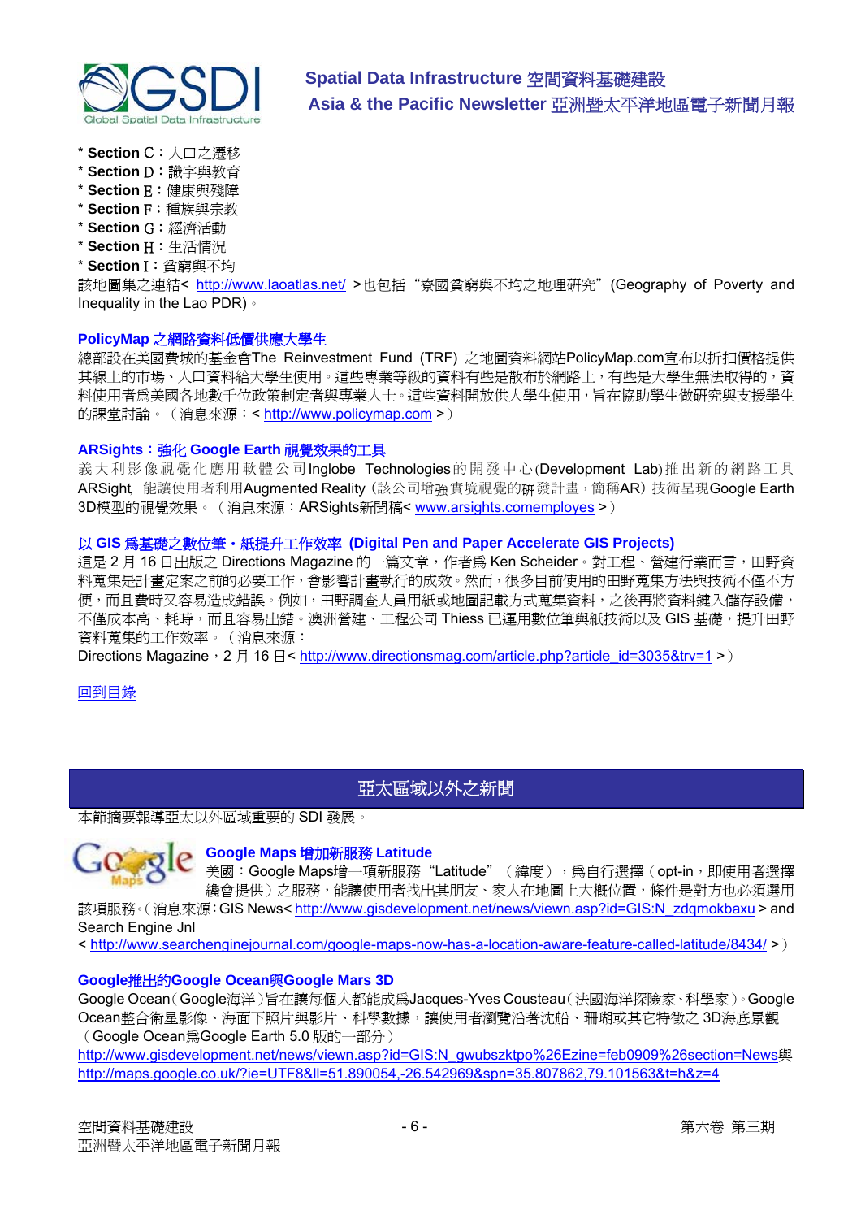* **Section** C：人口之遷移
* **Section** D：識字與教育
* **Section** E：健康與殘障
* **Section** F：種族與宗教
* **Section** G：經濟活動
* **Section** H：生活情況
* **Section** I：貧窮與不均

該地圖集之連結< http://www.laoatlas.net/ >也包括“寮國貧窮與不均之地理研究”(Geography of Poverty and Inequality in the Lao PDR)。

### PolicyMap 之網路資料低價供應大學生

總部設在美國費城的基金會The Reinvestment Fund (TRF) 之地圖資料網站PolicyMap.com宣布以折扣價格提供其線上的市場、人口資料給大學生使用。這些專業等級的資料有些是散布於網路上，有些是大學生無法取得的，資料使用者爲美國各地數千位政策制定者與專業人士。這些資料開放供大學生使用，旨在協助學生做研究與支援學生的課堂討論。（消息來源：< http://www.policymap.com >）

### ARSights：強化 Google Earth 視覺效果的工具

義大利影像視覺化應用軟體公司Inglobe Technologies的開發中心(Development Lab)推出新的網路工具ARSight，能讓使用者利用Augmented Reality（該公司增強實境視覺的研發計畫，簡稱AR）技術呈現Google Earth 3D模型的視覺效果。（消息來源：ARSights新聞稿< www.arsights.comemployes >）

### 以 GIS 爲基礎之數位筆・紙提升工作效率 (Digital Pen and Paper Accelerate GIS Projects)

這是 2 月 16 日出版之 Directions Magazine 的一篇文章，作者爲 Ken Scheider。對工程、營建行業而言，田野資料蒐集是計畫定案之前的必要工作，會影響計畫執行的成效。然而，很多目前使用的田野蒐集方法與技術不僅不方便，而且費時又容易造成錯誤。例如，田野調查人員用紙或地圖記載方式蒐集資料，之後再將資料鍵入儲存設備，不僅成本高、耗時，而且容易出錯。澳洲營建、工程公司 Thiess 已運用數位筆與紙技術以及 GIS 基礎，提升田野資料蒐集的工作效率。（消息來源：
Directions Magazine，2 月 16 日< http://www.directionsmag.com/article.php?article_id=3035&trv=1 >）

回到目錄

## 亞太區域以外之新聞

本節摘要報導亞太以外區域重要的 SDI 發展。

### Google Maps 增加新服務 Latitude

美國：Google Maps增一項新服務“Latitude”（緯度），爲自行選擇（opt-in，即使用者選擇纔會提供）之服務，能讓使用者找出其朋友、家人在地圖上大概位置，條件是對方也必須選用該項服務。（消息來源：GIS News< http://www.gisdevelopment.net/news/viewn.asp?id=GIS:N_zdqmokbaxu > and Search Engine Jnl
< http://www.searchenginejournal.com/google-maps-now-has-a-location-aware-feature-called-latitude/8434/ >）

### Google推出的Google Ocean與Google Mars 3D

Google Ocean（Google海洋）旨在讓每個人都能成爲Jacques-Yves Cousteau（法國海洋探險家、科學家）。Google Ocean整合衛星影像、海面下照片與影片、科學數據，讓使用者瀏覽沿著沈船、珊瑚或其它特徵之 3D海底景觀（Google Ocean爲Google Earth 5.0 版的一部分）
http://www.gisdevelopment.net/news/viewn.asp?id=GIS:N_gwubszktpo%26Ezine=feb0909%26section=News與
http://maps.google.co.uk/?ie=UTF8&ll=51.890054,-26.542969&spn=35.807862,79.101563&t=h&z=4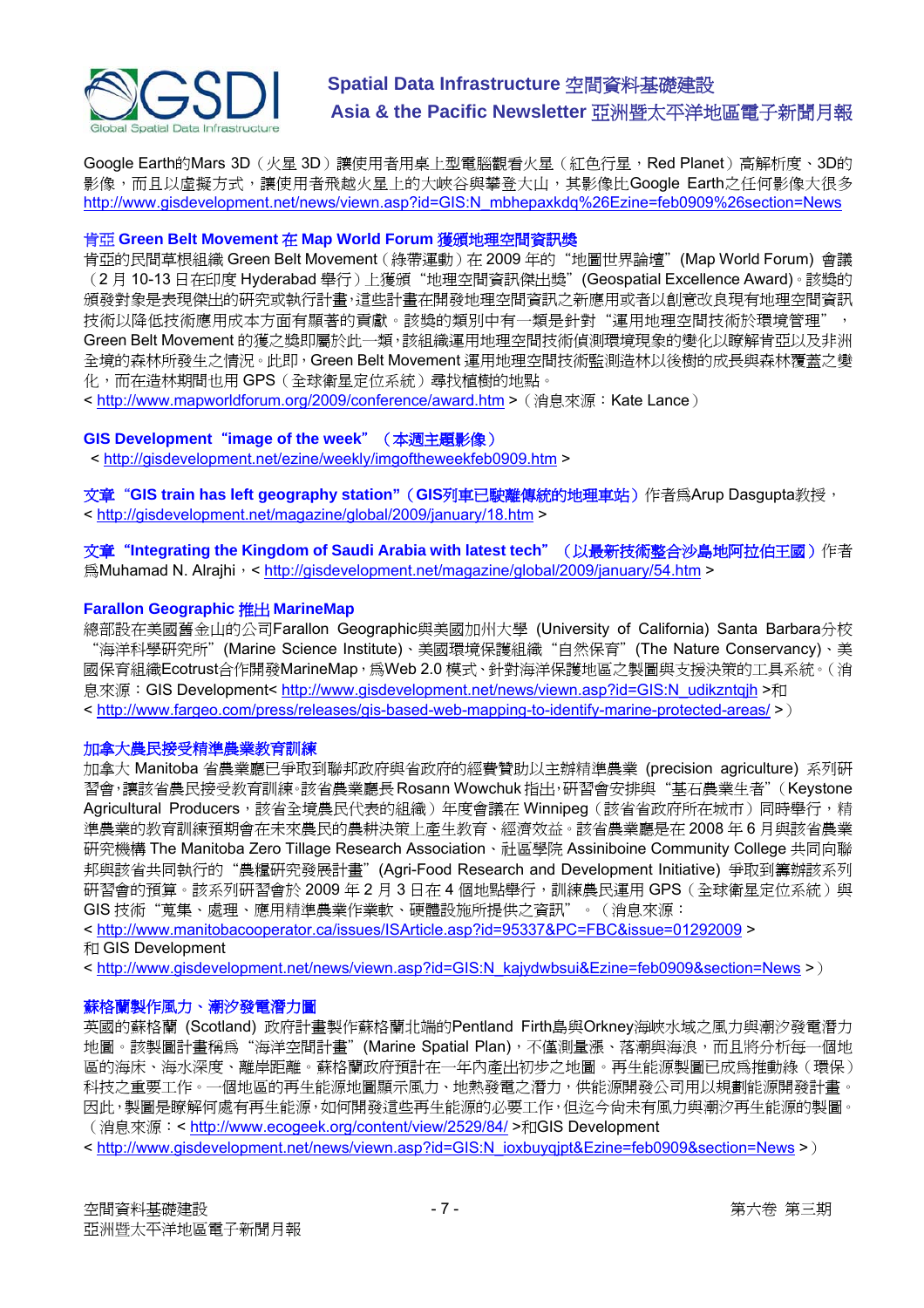Google Earth的Mars 3D（火星 3D）讓使用者用桌上型電腦觀看火星（紅色行星，Red Planet）高解析度、3D的影像，而且以虛擬方式，讓使用者飛越火星上的大峽谷與攀登大山，其影像比Google Earth之任何影像大很多 http://www.gisdevelopment.net/news/viewn.asp?id=GIS:N_mbhepaxkdq%26Ezine=feb0909%26section=News

### 肯亞 Green Belt Movement 在 Map World Forum 獲頒地理空間資訊獎

肯亞的民間草根組織 Green Belt Movement（綠帶運動）在 2009 年的"地圖世界論壇"(Map World Forum) 會議（2 月 10-13 日在印度 Hyderabad 舉行）上獲頒"地理空間資訊傑出獎"(Geospatial Excellence Award)。該獎的頒獎對象是表現傑出的研究或執行計畫，這些計畫在開發地理空間資訊之新應用或者以創意改良現有地理空間資訊技術以降低技術應用成本方面有顯著的貢獻。該獎的類別中有一類是針對"運用地理空間技術於環境管理"，Green Belt Movement 的獲之獎即屬於此一類，該組織運用地理空間技術偵測環境現象的變化以瞭解肯亞以及非洲全境的森林所發生之情況。此即，Green Belt Movement 運用地理空間技術監測造林以後樹的成長與森林覆蓋之變化，而在造林期間也用 GPS（全球衛星定位系統）尋找植樹的地點。
< http://www.mapworldforum.org/2009/conference/award.htm >（消息來源：Kate Lance）

### GIS Development"image of the week"（本週主題影像）

< http://gisdevelopment.net/ezine/weekly/imgoftheweekfeb0909.htm >

### 文章"GIS train has left geography station"（GIS列車已駛離傳統的地理車站）作者為Arup Dasgupta教授，

< http://gisdevelopment.net/magazine/global/2009/january/18.htm >

### 文章"Integrating the Kingdom of Saudi Arabia with latest tech"（以最新技術整合沙烏地阿拉伯王國）作者為Muhamad N. Alrajhi，< http://gisdevelopment.net/magazine/global/2009/january/54.htm >

### Farallon Geographic 推出 MarineMap

總部設在美國舊金山的公司Farallon Geographic與美國加州大學 (University of California) Santa Barbara分校"海洋科學研究所"(Marine Science Institute)、美國環境保護組織"自然保育"(The Nature Conservancy)、美國保育組織Ecotrust合作開發MarineMap，為Web 2.0 模式、針對海洋保護地區之製圖與支援決策的工具系統。（消息來源：GIS Development< http://www.gisdevelopment.net/news/viewn.asp?id=GIS:N_udikzntqjh >和
< http://www.fargeo.com/press/releases/gis-based-web-mapping-to-identify-marine-protected-areas/ >）

### 加拿大農民接受精準農業教育訓練

加拿大 Manitoba 省農業廳已爭取到聯邦政府與省政府的經費贊助以主辦精準農業 (precision agriculture) 系列研習會，讓該省農民接受教育訓練。該省農業廳長 Rosann Wowchuk 指出，研習會安排與"基石農業生者"（Keystone Agricultural Producers，該省全境農民代表的組織）年度會議在 Winnipeg（該省省政府所在城市）同時舉行，精準農業的教育訓練預期會在未來農民的農耕決策上產生教育、經濟效益。該省農業廳是在 2008 年 6 月與該省農業研究機構 The Manitoba Zero Tillage Research Association、社區學院 Assiniboine Community College 共同向聯邦與該省共同執行的"農糧研究發展計畫"(Agri-Food Research and Development Initiative) 爭取到籌辦該系列研習會的預算。該系列研習會於 2009 年 2 月 3 日在 4 個地點舉行，訓練農民運用 GPS（全球衛星定位系統）與 GIS 技術"蒐集、處理、應用精準農業作業軟、硬體設施所提供之資訊"。（消息來源：
< http://www.manitobacooperator.ca/issues/ISArticle.asp?id=95337&PC=FBC&issue=01292009 >
和 GIS Development
< http://www.gisdevelopment.net/news/viewn.asp?id=GIS:N_kajydwbsui&Ezine=feb0909&section=News >）

### 蘇格蘭製作風力、潮汐發電潛力圖

英國的蘇格蘭 (Scotland) 政府計畫製作蘇格蘭北端的Pentland Firth島與Orkney海峽水域之風力與潮汐發電潛力地圖。該製圖計畫稱為"海洋空間計畫"(Marine Spatial Plan)，不僅測量漲、落潮與海浪，而且將分析每一個地區的海床、海水深度、離岸距離。蘇格蘭政府預計在一年內產出初步之地圖。再生能源製圖已成為推動綠（環保）科技之重要工作。一個地區的再生能源地圖顯示風力、地熱發電之潛力，供能源開發公司用以規劃能源開發計畫。因此，製圖是瞭解何處有再生能源，如何開發這些再生能源的必要工作，但迄今尚未有風力與潮汐再生能源的製圖。（消息來源：< http://www.ecogeek.org/content/view/2529/84/ >和GIS Development
< http://www.gisdevelopment.net/news/viewn.asp?id=GIS:N_ioxbuyqjpt&Ezine=feb0909&section=News >）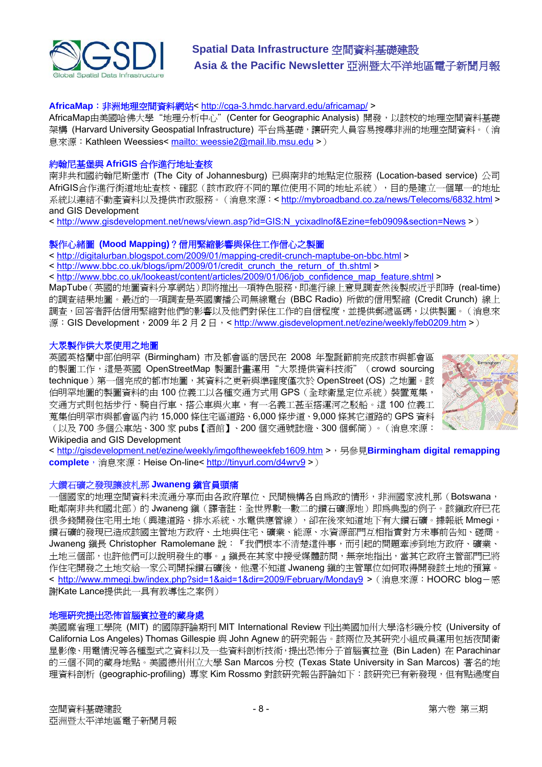**AfricaMap：非洲地理空間資料網站**< http://cga-3.hmdc.harvard.edu/africamap/ >

AfricaMap由美國哈佛大學"地理分析中心"(Center for Geographic Analysis) 開發，以該校的地理空間資料基礎架構 (Harvard University Geospatial Infrastructure) 平台爲基礎，讓研究人員容易搜尋非洲的地理空間資料。（消息來源：Kathleen Weessies< mailto: weessie2@mail.lib.msu.edu >）

**約翰尼基堡與 AfriGIS 合作進行地址查核**

南非共和國約翰尼斯堡市 (The City of Johannesburg) 已與南非的地點定位服務 (Location-based service) 公司AfriGIS合作進行街道地址查核、確認（該市政府不同的單位使用不同的地址系統），目的是建立一個單一的地址系統以連結不動產資料以及提供市政服務。（消息來源：< http://mybroadband.co.za/news/Telecoms/6832.html > and GIS Development

< http://www.gisdevelopment.net/news/viewn.asp?id=GIS:N_ycixadlnof&Ezine=feb0909&section=News >）

**製作心緒圖 (Mood Mapping)？信用緊縮影響與保住工作信心之製圖**

< http://digitalurban.blogspot.com/2009/01/mapping-credit-crunch-maptube-on-bbc.html >

< http://www.bbc.co.uk/blogs/ipm/2009/01/credit_crunch_the_return_of_th.shtml >

< http://www.bbc.co.uk/lookeast/content/articles/2009/01/06/job_confidence_map_feature.shtml >

MapTube（英國的地理資料分享網站）即將推出一項特色服務，即進行線上意見調查然後製成近乎即時 (real-time) 的調查結果地圖。最近的一項調查是英國廣播公司無線電台 (BBC Radio) 所做的信用緊縮 (Credit Crunch) 線上調查，回答者評估信用緊縮對他們的影響以及他們對保住工作的自信程度，並提供郵遞區碼，以供製圖。（消息來源：GIS Development，2009 年 2 月 2 日，< http://www.gisdevelopment.net/ezine/weekly/feb0209.htm >）

**大眾製作供大眾使用之地圖**

英國英格蘭中部伯明罕 (Birmingham) 市及都會區的居民在 2008 年聖誕節前完成該市與都會區的製圖工作，這是英國 OpenStreetMap 製圖計畫運用"大眾提供資料技術"（crowd sourcing technique）第一個完成的都市地圖，其資料之更新與準確度僅次於 OpenStreet (OS) 之地圖。該伯明罕地圖的製圖資料的由 100 位義工以各種交通方式用 GPS（全球衛星定位系統）裝置蒐集，交通方式則包括步行、騎自行車、搭公車與火車，有一名義工甚至搭運河之駁船。這 100 位義工蒐集伯明罕市與都會區內約 15,000 條住宅區道路、6,000 條步道、9,000 條其它道路的 GPS 資料（以及 700 多個公車站、300 家 pubs【酒館】、200 個交通號誌燈、300 個郵筒）。（消息來源：Wikipedia and GIS Development

< http://gisdevelopment.net/ezine/weekly/imgoftheweekfeb1609.htm >，另參見**Birmingham digital remapping complete**，消息來源：Heise On-line< http://tinyurl.com/d4wrv9 >）

**大鑽石礦之發現讓波札那 Jwaneng 鎮官員頭痛**

一個國家的地理空間資料未流通分享而由各政府單位、民間機構各自爲政的情形，非洲國家波札那（Botswana，毗鄰南非共和國北部）的 Jwaneng 鎮（譯者註：全世界數一數二的鑽石礦源地）即爲典型的例子。該鎮政府已花很多錢開發住宅用土地（興建道路、排水系統、水電供應管線），卻在後來知道地下有大鑽石礦。據報紙 Mmegi，鑽石礦的發現已造成該國主管地方政府、土地與住宅、礦業、能源、水資源部門互相指責對方未事前告知、磋商。Jwaneng 鎮長 Christopher Ramolemane 說：『我們根本不清楚這件事，而引起的問題牽涉到地方政府、礦業、土地三個部，也許他們可以說明發生的事。』鎮長在其家中接受媒體訪問，無奈地指出，當其它政府主管部門已將作住宅開發之土地交給一家公司開採鑽石礦後，他還不知道 Jwaneng 鎮的主管單位如何取得開發該土地的預算。< http://www.mmegi.bw/index.php?sid=1&aid=1&dir=2009/February/Monday9 >（消息來源：HOORC blog－感謝Kate Lance提供此一具有教導性之案例）

**地理研究提出恐怖首腦賓拉登的藏身處**

美國麻省理工學院 (MIT) 的國際評論期刊 MIT International Review 刊出美國加州大學洛杉磯分校 (University of California Los Angeles) Thomas Gillespie 與 John Agnew 的研究報告。該兩位及其研究小組成員運用包括夜間衛星影像、用電情況等各種型式之資料以及一些資料剖析技術，提出恐怖分子首腦賓拉登 (Bin Laden) 在 Parachinar 的三個不同的藏身地點。美國德州州立大學 San Marcos 分校 (Texas State University in San Marcos) 著名的地理資料剖析 (geographic-profiling) 專家 Kim Rossmo 對該研究報告評論如下：該研究已有新發現，但有點過度自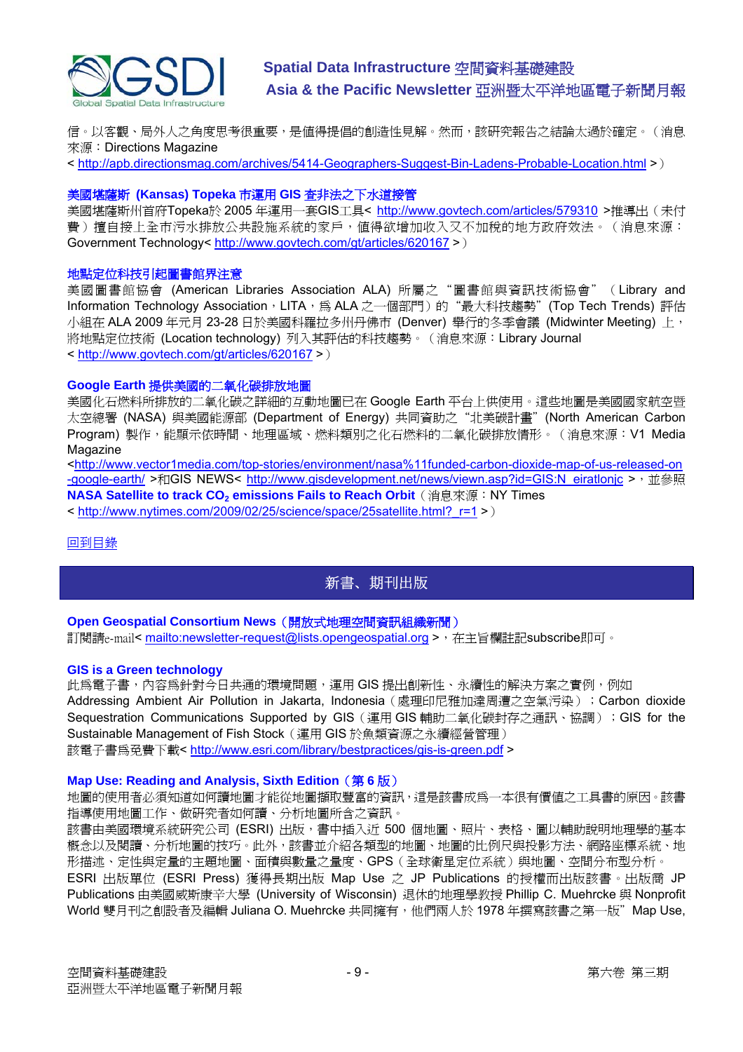信。以客觀、局外人之角度思考很重要，是值得提倡的創造性見解。然而，該研究報告之結論太過於確定。（消息來源：Directions Magazine
< http://apb.directionsmag.com/archives/5414-Geographers-Suggest-Bin-Ladens-Probable-Location.html >）

### 美國堪薩斯 (Kansas) Topeka 市運用 GIS 查非法之下水道接管

美國堪薩斯州首府Topeka於 2005 年運用一套GIS工具< http://www.govtech.com/articles/579310 >推導出（未付費）擅自接上全市污水排放公共設施系統的家戶，值得欲增加收入又不加稅的地方政府效法。（消息來源：Government Technology< http://www.govtech.com/gt/articles/620167 >）

### 地點定位科技引起圖書館界注意

美國圖書館協會 (American Libraries Association ALA) 所屬之“圖書館與資訊技術協會”（Library and Information Technology Association，LITA，爲 ALA 之一個部門）的“最大科技趨勢”(Top Tech Trends) 評估小組在 ALA 2009 年元月 23-28 日於美國科羅拉多州丹佛市 (Denver) 舉行的冬季會議 (Midwinter Meeting) 上，將地點定位技術 (Location technology) 列入其評估的科技趨勢。（消息來源：Library Journal
< http://www.govtech.com/gt/articles/620167 >）

### Google Earth 提供美國的二氧化碳排放地圖

美國化石燃料所排放的二氧化碳之詳細的互動地圖已在 Google Earth 平台上供使用。這些地圖是美國國家航空暨太空總署 (NASA) 與美國能源部 (Department of Energy) 共同資助之“北美碳計畫”(North American Carbon Program) 製作，能顯示依時間、地理區域、燃料類別之化石燃料的二氧化碳排放情形。（消息來源：V1 Media Magazine
<http://www.vector1media.com/top-stories/environment/nasa%11funded-carbon-dioxide-map-of-us-released-on-google-earth/ >和GIS NEWS< http://www.gisdevelopment.net/news/viewn.asp?id=GIS:N_eiratlonjc >，並參照 **NASA Satellite to track $CO_2$ emissions Fails to Reach Orbit**（消息來源：NY Times
< http://www.nytimes.com/2009/02/25/science/space/25satellite.html?_r=1 >）

回到目錄

## 新書、期刊出版

### Open Geospatial Consortium News（開放式地理空間資訊組織新聞）

訂閱請e-mail< mailto:newsletter-request@lists.opengeospatial.org >，在主旨欄註記subscribe即可。

### GIS is a Green technology

此爲電子書，內容爲針對今日共通的環境問題，運用 GIS 提出創新性、永續性的解決方案之實例，例如 Addressing Ambient Air Pollution in Jakarta, Indonesia（處理印尼雅加達周遭之空氣污染）；Carbon dioxide Sequestration Communications Supported by GIS（運用 GIS 輔助二氧化碳封存之通訊、協調）；GIS for the Sustainable Management of Fish Stock（運用 GIS 於魚類資源之永續經營管理）
該電子書爲免費下載< http://www.esri.com/library/bestpractices/gis-is-green.pdf >

### Map Use: Reading and Analysis, Sixth Edition（第 6 版）

地圖的使用者必須知道如何讀地圖才能從地圖擷取豐富的資訊，這是該書成爲一本很有價值之工具書的原因。該書指導使用地圖工作、做研究者如何讀、分析地圖所含之資訊。
該書由美國環境系統研究公司 (ESRI) 出版，書中插入近 500 個地圖、照片、表格、圖以輔助說明地理學的基本概念以及閱讀、分析地圖的技巧。此外，該書並介紹各類型的地圖、地圖的比例尺與投影方法、網路座標系統、地形描述、定性與定量的主題地圖、面積與數量之量度、GPS（全球衛星定位系統）與地圖、空間分布型分析。
ESRI 出版單位 (ESRI Press) 獲得長期出版 Map Use 之 JP Publications 的授權而出版該書。出版商 JP Publications 由美國威斯康辛大學 (University of Wisconsin) 退休的地理學教授 Phillip C. Muehrcke 與 Nonprofit World 雙月刊之創設者及編輯 Juliana O. Muehrcke 共同擁有，他們兩人於 1978 年撰寫該書之第一版”Map Use,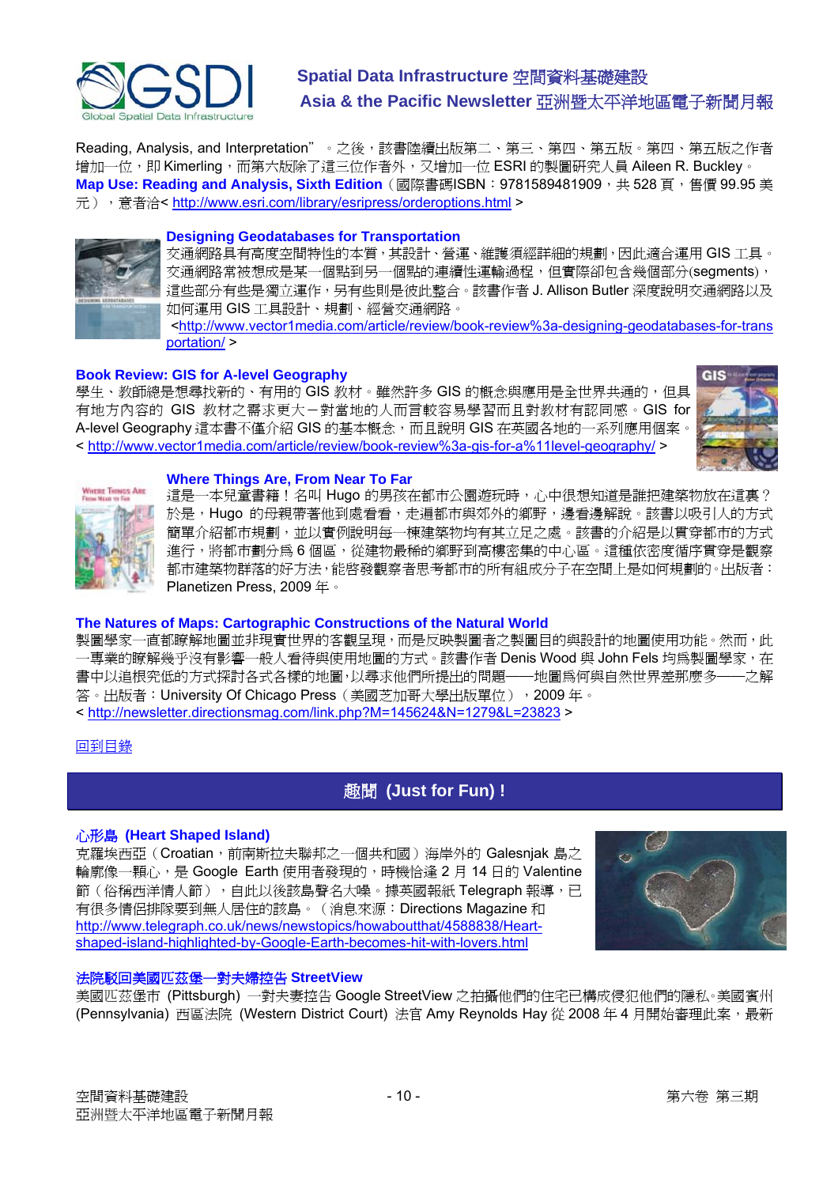Reading, Analysis, and Interpretation" 。之後，該書陸續出版第二、第三、第四、第五版。第四、第五版之作者增加一位，即 Kimerling，而第六版除了這三位作者外，又增加一位 ESRI 的製圖研究人員 Aileen R. Buckley。**Map Use: Reading and Analysis, Sixth Edition**（國際書碼ISBN：9781589481909，共 528 頁，售價 99.95 美元），意者洽< http://www.esri.com/library/esripress/orderoptions.html >

**Designing Geodatabases for Transportation**

交通網路具有高度空間特性的本質，其設計、營運、維護須經詳細的規劃，因此適合運用 GIS 工具。交通網路常被想成是某一個點到另一個點的連續性運輸過程，但實際卻包含幾個部分(segments)，這些部分有些是獨立運作，另有些則是彼此整合。該書作者 J. Allison Butler 深度說明交通網路以及如何運用 GIS 工具設計、規劃、經營交通網路。

<http://www.vector1media.com/article/review/book-review%3a-designing-geodatabases-for-transportation/ >

**Book Review: GIS for A-level Geography**

學生、教師總是想尋找新的、有用的 GIS 教材。雖然許多 GIS 的概念與應用是全世界共通的，但具有地方內容的 GIS 教材之需求更大－對當地的人而言較容易學習而且對教材有認同感。GIS for A-level Geography 這本書不僅介紹 GIS 的基本概念，而且說明 GIS 在英國各地的一系列應用個案。< http://www.vector1media.com/article/review/book-review%3a-gis-for-a%11level-geography/ >

**Where Things Are, From Near To Far**

這是一本兒童書籍！名叫 Hugo 的男孩在都市公園遊玩時，心中很想知道是誰把建築物放在這裏？於是，Hugo 的母親帶著他到處看看，走遍都市與郊外的鄉野，邊看邊解說。該書以吸引人的方式簡單介紹都市規劃，並以實例說明每一棟建築物均有其立足之處。該書的介紹是以貫穿都市的方式進行，將都市劃分爲 6 個區，從建物最稀的鄉野到高樓密集的中心區。這種依密度循序貫穿是觀察都市建築物群落的好方法，能啓發觀察者思考都市的所有組成分子在空間上是如何規劃的。出版者：Planetizen Press, 2009 年。

**The Natures of Maps: Cartographic Constructions of the Natural World**

製圖學家一直都瞭解地圖並非現實世界的客觀呈現，而是反映製圖者之製圖目的與設計的地圖使用功能。然而，此一專業的瞭解幾乎沒有影響一般人看待與使用地圖的方式。該書作者 Denis Wood 與 John Fels 均爲製圖學家，在書中以追根究低的方式探討各式各樣的地圖，以尋求他們所提出的問題——地圖爲何與自然世界差那麼多——之解答。出版者：University Of Chicago Press（美國芝加哥大學出版單位），2009 年。

< http://newsletter.directionsmag.com/link.php?M=145624&N=1279&L=23823 >

回到目錄

## 趣聞 (Just for Fun) !

**心形島 (Heart Shaped Island)**

克羅埃西亞（Croatian，前南斯拉夫聯邦之一個共和國）海岸外的 Galesnjak 島之輪廓像一顆心，是 Google Earth 使用者發現的，時機恰逢 2 月 14 日的 Valentine 節（俗稱西洋情人節），自此以後該島聲名大噪。據英國報紙 Telegraph 報導，已有很多情侶排隊要到無人居住的該島。（消息來源：Directions Magazine 和 http://www.telegraph.co.uk/news/newstopics/howaboutthat/4588838/Heart-shaped-island-highlighted-by-Google-Earth-becomes-hit-with-lovers.html

**法院駁回美國匹茲堡一對夫婦控告 StreetView**

美國匹茲堡市 (Pittsburgh) 一對夫妻控告 Google StreetView 之拍攝他們的住宅已構成侵犯他們的隱私。美國賓州 (Pennsylvania) 西區法院 (Western District Court) 法官 Amy Reynolds Hay 從 2008 年 4 月開始審理此案，最新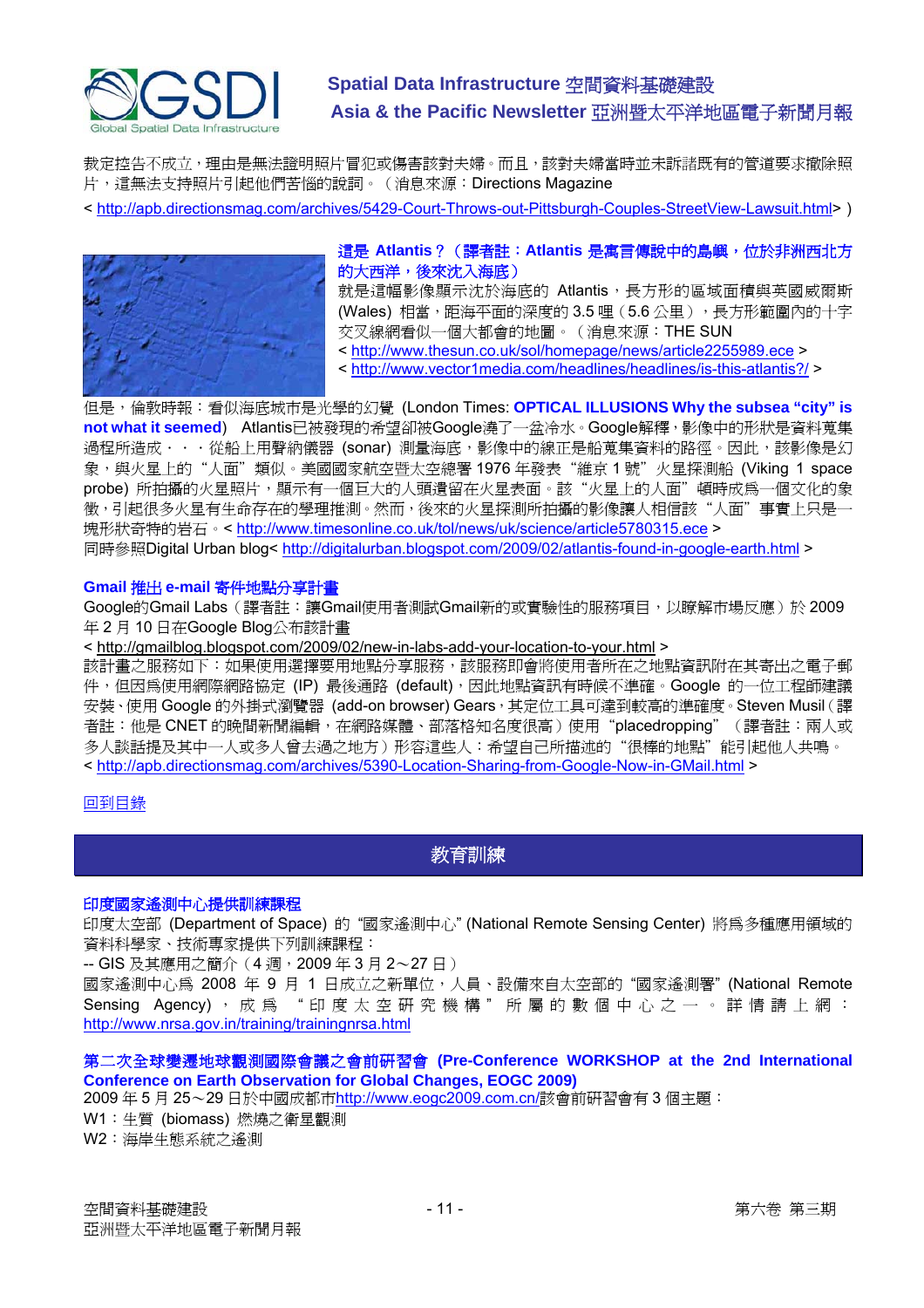裁定控告不成立，理由是無法證明照片冒犯或傷害該對夫婦。而且，該對夫婦當時並未訴諸既有的管道要求撤除照片，這無法支持照片引起他們苦惱的說詞。（消息來源：Directions Magazine

< http://apb.directionsmag.com/archives/5429-Court-Throws-out-Pittsburgh-Couples-StreetView-Lawsuit.html> ）

**這是 Atlantis？（譯者註：Atlantis 是寓言傳說中的島嶼，位於非洲西北方的大西洋，後來沈入海底）**

就是這幅影像顯示沈於海底的 Atlantis，長方形的區域面積與英國威爾斯 (Wales) 相當，距海平面的深度的 3.5 哩（5.6 公里），長方形範圍內的十字交叉線網看似一個大都會的地圖。（消息來源：THE SUN

< http://www.thesun.co.uk/sol/homepage/news/article2255989.ece >

< http://www.vector1media.com/headlines/headlines/is-this-atlantis?/ >

但是，倫敦時報：看似海底城市是光學的幻覺 (London Times: **OPTICAL ILLUSIONS Why the subsea "city" is not what it seemed**) Atlantis已被發現的希望卻被Google澆了一盆冷水。Google解釋，影像中的形狀是資料蒐集過程所造成．．．從船上用聲納儀器 (sonar) 測量海底，影像中的線正是船蒐集資料的路徑。因此，該影像是幻象，與火星上的"人面"類似。美國國家航空暨太空總署 1976 年發表"維京 1 號"火星探測船 (Viking 1 space probe) 所拍攝的火星照片，顯示有一個巨大的人頭遺留在火星表面。該"火星上的人面"頓時成為一個文化的象徵，引起很多火星有生命存在的學理推測。然而，後來的火星探測所拍攝的影像讓人相信該"人面"事實上只是一塊形狀奇特的岩石。< http://www.timesonline.co.uk/tol/news/uk/science/article5780315.ece >

同時參照Digital Urban blog< http://digitalurban.blogspot.com/2009/02/atlantis-found-in-google-earth.html >

**Gmail 推出 e-mail 寄件地點分享計畫**

Google的Gmail Labs（譯者註：讓Gmail使用者測試Gmail新的或實驗性的服務項目，以瞭解市場反應）於 2009 年 2 月 10 日在Google Blog公布該計畫

< http://gmailblog.blogspot.com/2009/02/new-in-labs-add-your-location-to-your.html >

該計畫之服務如下：如果使用選擇要用地點分享服務，該服務即會將使用者所在之地點資訊附在其寄出之電子郵件，但因為使用網際網路協定 (IP) 最後通路 (default)，因此地點資訊有時候不準確。Google 的一位工程師建議安裝、使用 Google 的外掛式瀏覽器 (add-on browser) Gears，其定位工具可達到較高的準確度。Steven Musil（譯者註：他是 CNET 的晚間新聞編輯，在網路媒體、部落格知名度很高）使用"placedropping"（譯者註：兩人或多人談話提及其中一人或多人曾去過之地方）形容這些人：希望自己所描述的"很棒的地點"能引起他人共鳴。

< http://apb.directionsmag.com/archives/5390-Location-Sharing-from-Google-Now-in-GMail.html >

回到目錄

## 教育訓練

**印度國家遙測中心提供訓練課程**

印度太空部 (Department of Space) 的"國家遙測中心" (National Remote Sensing Center) 將為多種應用領域的資料科學家、技術專家提供下列訓練課程：

-- GIS 及其應用之簡介（4 週，2009 年 3 月 2～27 日）

國家遙測中心為 2008 年 9 月 1 日成立之新單位，人員、設備來自太空部的"國家遙測署" (National Remote Sensing Agency)，成為"印度太空研究機構"所屬的數個中心之一。詳情請上網：http://www.nrsa.gov.in/training/trainingnrsa.html

**第二次全球變遷地球觀測國際會議之會前研習會 (Pre-Conference WORKSHOP at the 2nd International Conference on Earth Observation for Global Changes, EOGC 2009)**

2009 年 5 月 25～29 日於中國成都市http://www.eogc2009.com.cn/該會前研習會有 3 個主題：

W1：生質 (biomass) 燃燒之衛星觀測

W2：海岸生態系統之遙測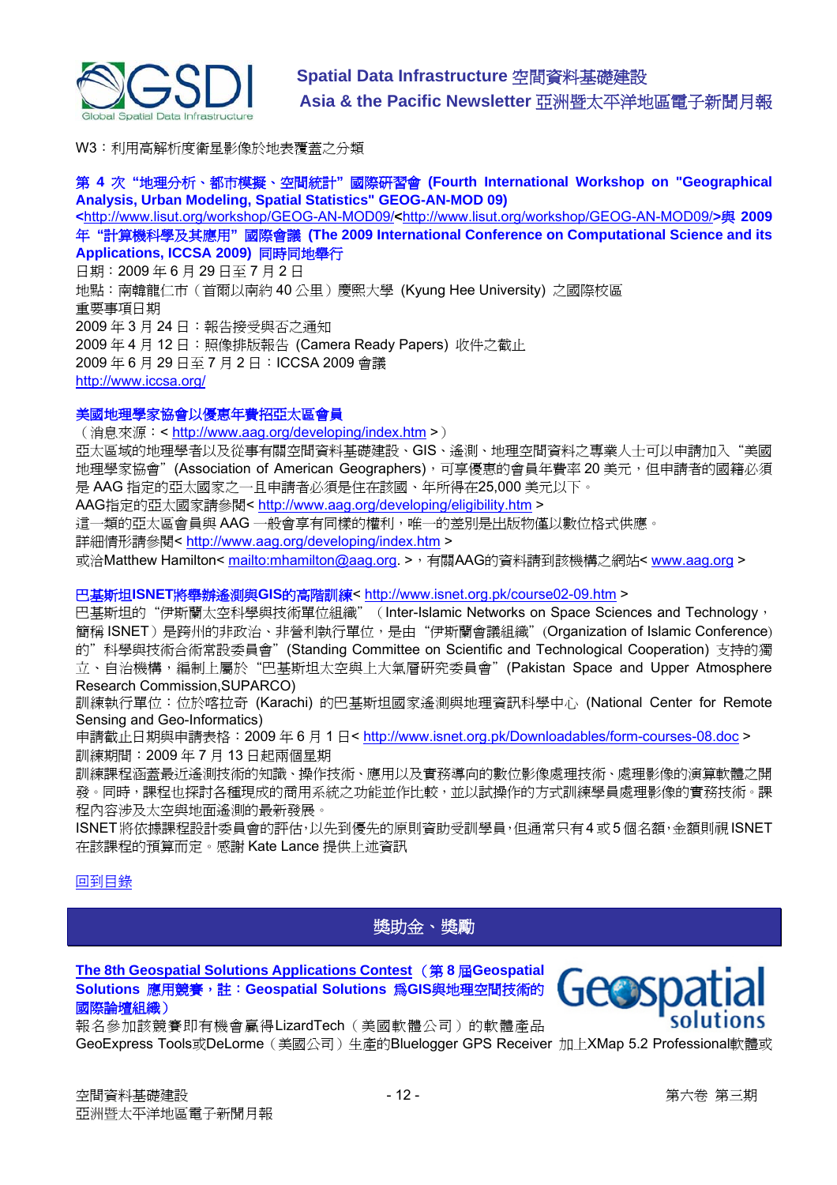W3：利用高解析度衛星影像於地表覆蓋之分類

**第 4 次 "地理分析、都市模擬、空間統計" 國際研習會 (Fourth International Workshop on "Geographical Analysis, Urban Modeling, Spatial Statistics" GEOG-AN-MOD 09) <http://www.lisut.org/workshop/GEOG-AN-MOD09/<http://www.lisut.org/workshop/GEOG-AN-MOD09/>與 2009 年 "計算機科學及其應用" 國際會議 (The 2009 International Conference on Computational Science and its Applications, ICCSA 2009) 同時同地舉行**

日期：2009 年 6 月 29 日至 7 月 2 日
地點：南韓龍仁市（首爾以南約 40 公里）慶熙大學 (Kyung Hee University) 之國際校區
重要事項日期
2009 年 3 月 24 日：報告接受與否之通知
2009 年 4 月 12 日：照像排版報告 (Camera Ready Papers) 收件之截止
2009 年 6 月 29 日至 7 月 2 日：ICCSA 2009 會議
http://www.iccsa.org/

**美國地理學家協會以優惠年費招亞太區會員**

（消息來源：< http://www.aag.org/developing/index.htm >）
亞太區域的地理學者以及從事有關空間資料基礎建設、GIS、遙測、地理空間資料之專業人士可以申請加入 "美國地理學家協會" (Association of American Geographers)，可享優惠的會員年費率 20 美元，但申請者的國籍必須是 AAG 指定的亞太國家之一且申請者必須是住在該國、年所得在25,000 美元以下。
AAG指定的亞太國家請參閱< http://www.aag.org/developing/eligibility.htm >
這一類的亞太區會員與 AAG 一般會享有同樣的權利，唯一的差別是出版物僅以數位格式供應。
詳細情形請參閱< http://www.aag.org/developing/index.htm >
或洽Matthew Hamilton< mailto:mhamilton@aag.org. >，有關AAG的資料請到該機構之網站< www.aag.org >

**巴基斯坦ISNET將舉辦遙測與GIS的高階訓練**< http://www.isnet.org.pk/course02-09.htm >
巴基斯坦的 "伊斯蘭太空科學與技術單位組織" （Inter-Islamic Networks on Space Sciences and Technology，簡稱 ISNET）是跨州的非政治、非營利執行單位，是由 "伊斯蘭會議組織" (Organization of Islamic Conference) 的" 科學與技術合術常設委員會" (Standing Committee on Scientific and Technological Cooperation) 支持的獨立、自治機構，編制上屬於 "巴基斯坦太空與上大氣層研究委員會" (Pakistan Space and Upper Atmosphere Research Commission,SUPARCO)
訓練執行單位：位於喀拉奇 (Karachi) 的巴基斯坦國家遙測與地理資訊科學中心 (National Center for Remote Sensing and Geo-Informatics)
申請截止日期與申請表格：2009 年 6 月 1 日< http://www.isnet.org.pk/Downloadables/form-courses-08.doc >
訓練期間：2009 年 7 月 13 日起兩個星期
訓練課程涵蓋最近遙測技術的知識、操作技術、應用以及實務導向的數位影像處理技術、處理影像的演算軟體之開發。同時，課程也探討各種現成的商用系統之功能並作比較，並以試操作的方式訓練學員處理影像的實務技術。課程內容涉及太空與地面遙測的最新發展。
ISNET 將依據課程設計委員會的評估，以先到優先的原則資助受訓學員，但通常只有 4 或 5 個名額，金額則視 ISNET 在該課程的預算而定。感謝 Kate Lance 提供上述資訊

回到目錄

## 獎助金、獎勵

**The 8th Geospatial Solutions Applications Contest（第 8 屆Geospatial Solutions 應用競賽，註：Geospatial Solutions 為GIS與地理空間技術的國際論壇組織）**

報名參加該競賽即有機會贏得LizardTech（美國軟體公司）的軟體產品 GeoExpress Tools或DeLorme（美國公司）生產的Bluelogger GPS Receiver 加上XMap 5.2 Professional軟體或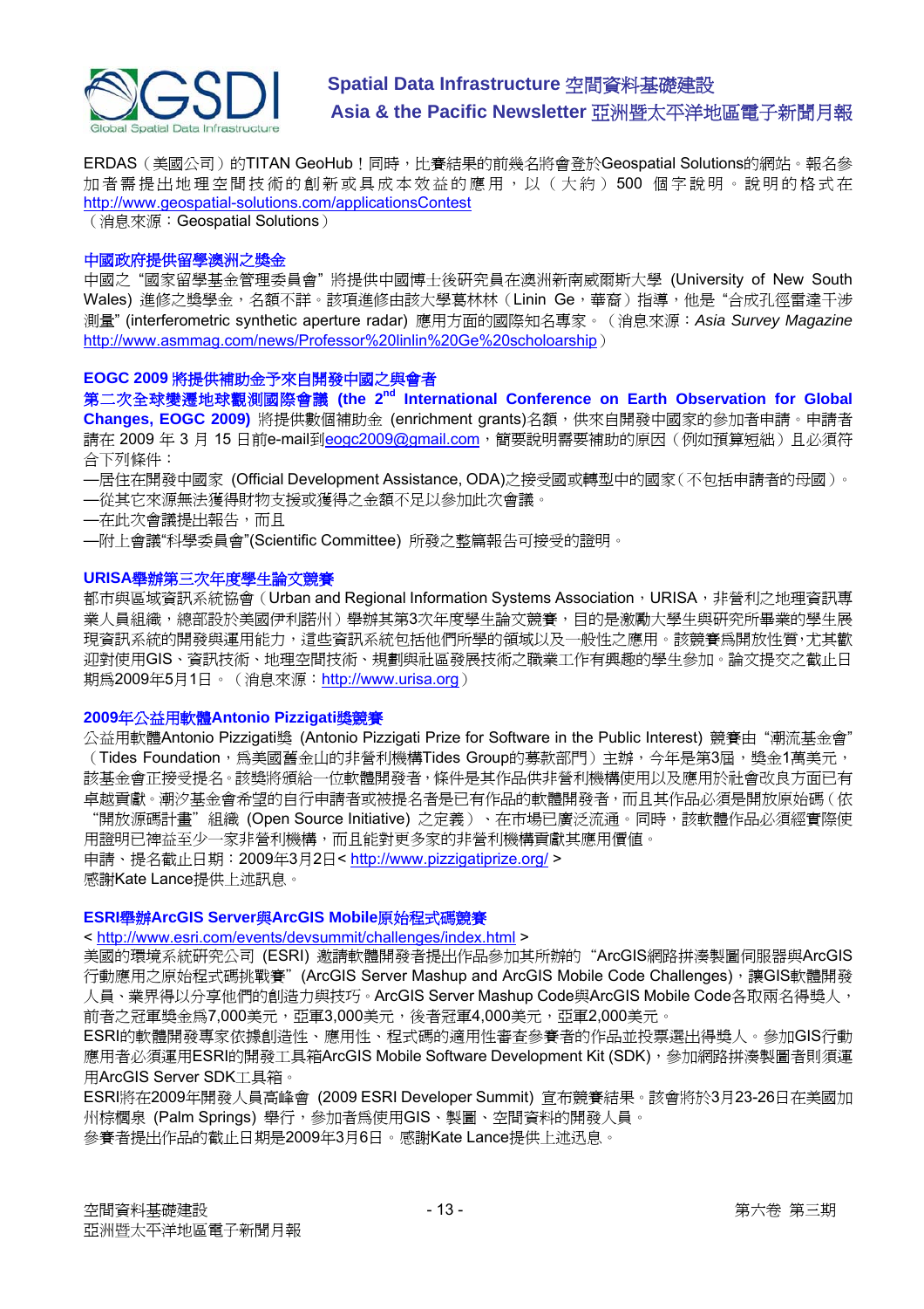ERDAS（美國公司）的TITAN GeoHub！同時，比賽結果的前幾名將會登於Geospatial Solutions的網站。報名參加者需提出地理空間技術的創新或具成本效益的應用，以（大約）500 個字說明。說明的格式在 http://www.geospatial-solutions.com/applicationsContest
（消息來源：Geospatial Solutions）

### 中國政府提供留學澳洲之獎金

中國之"國家留學基金管理委員會"將提供中國博士後研究員在澳洲新南威爾斯大學 (University of New South Wales) 進修之獎學金，名額不詳。該項進修由該大學葛林林（Linin Ge，華裔）指導，他是"合成孔徑雷達干涉測量" (interferometric synthetic aperture radar) 應用方面的國際知名專家。（消息來源：*Asia Survey Magazine* http://www.asmmag.com/news/Professor%20linlin%20Ge%20scholoarship）

### EOGC 2009 將提供補助金予來自開發中國之與會者

**第二次全球變遷地球觀測國際會議 (the 2nd International Conference on Earth Observation for Global Changes, EOGC 2009)** 將提供數個補助金 (enrichment grants)名額，供來自開發中國家的參加者申請。申請者請在 2009 年 3 月 15 日前e-mail到eogc2009@gmail.com，簡要說明需要補助的原因（例如預算短絀）且必須符合下列條件：

—居住在開發中國家 (Official Development Assistance, ODA)之接受國或轉型中的國家（不包括申請者的母國）。
—從其它來源無法獲得財物支援或獲得之金額不足以參加此次會議。
—在此次會議提出報告，而且
—附上會議"科學委員會"(Scientific Committee) 所發之整篇報告可接受的證明。

### URISA舉辦第三次年度學生論文競賽

都市與區域資訊系統協會（Urban and Regional Information Systems Association，URISA，非營利之地理資訊專業人員組織，總部設於美國伊利諾州）舉辦其第3次年度學生論文競賽，目的是激勵大學生與研究所畢業的學生展現資訊系統的開發與運用能力，這些資訊系統包括他們所學的領域以及一般性之應用。該競賽為開放性質，尤其歡迎對使用GIS、資訊技術、地理空間技術、規劃與社區發展技術之職業工作有興趣的學生參加。論文提交之截止日期為2009年5月1日。（消息來源：http://www.urisa.org）

### 2009年公益用軟體Antonio Pizzigati獎競賽

公益用軟體Antonio Pizzigati獎 (Antonio Pizzigati Prize for Software in the Public Interest) 競賽由"潮流基金會"（Tides Foundation，為美國舊金山的非營利機構Tides Group的募款部門）主辦，今年是第3屆，獎金1萬美元，該基金會正接受提名。該獎將頒給一位軟體開發者，條件是其作品供非營利機構使用以及應用於社會改良方面已有卓越貢獻。潮汐基金會希望的自行申請者或被提名者是已有作品的軟體開發者，而且其作品必須是開放原始碼（依"開放源碼計畫"組織 (Open Source Initiative) 之定義）、在市場已廣泛流通。同時，該軟體作品必須經實際使用證明已裨益至少一家非營利機構，而且能對更多家的非營利機構貢獻其應用價值。
申請、提名截止日期：2009年3月2日< http://www.pizzigatiprize.org/ >
感謝Kate Lance提供上述訊息。

### ESRI舉辦ArcGIS Server與ArcGIS Mobile原始程式碼競賽

< http://www.esri.com/events/devsummit/challenges/index.html >
美國的環境系統研究公司 (ESRI) 邀請軟體開發者提出作品參加其所辦的"ArcGIS網路拼湊製圖伺服器與ArcGIS行動應用之原始程式碼挑戰賽"(ArcGIS Server Mashup and ArcGIS Mobile Code Challenges)，讓GIS軟體開發人員、業界得以分享他們的創造力與技巧。ArcGIS Server Mashup Code與ArcGIS Mobile Code各取兩名得獎人，前者之冠軍獎金為7,000美元，亞軍3,000美元，後者冠軍4,000美元，亞軍2,000美元。
ESRI的軟體開發專家依據創造性、應用性、程式碼的適用性審查參賽者的作品並投票選出得獎人。參加GIS行動應用者必須運用ESRI的開發工具箱ArcGIS Mobile Software Development Kit (SDK)，參加網路拼湊製圖者則須運用ArcGIS Server SDK工具箱。
ESRI將在2009年開發人員高峰會 (2009 ESRI Developer Summit) 宣布競賽結果。該會將於3月23-26日在美國加州棕櫚泉 (Palm Springs) 舉行，參加者為使用GIS、製圖、空間資料的開發人員。
參賽者提出作品的截止日期是2009年3月6日。感謝Kate Lance提供上述迅息。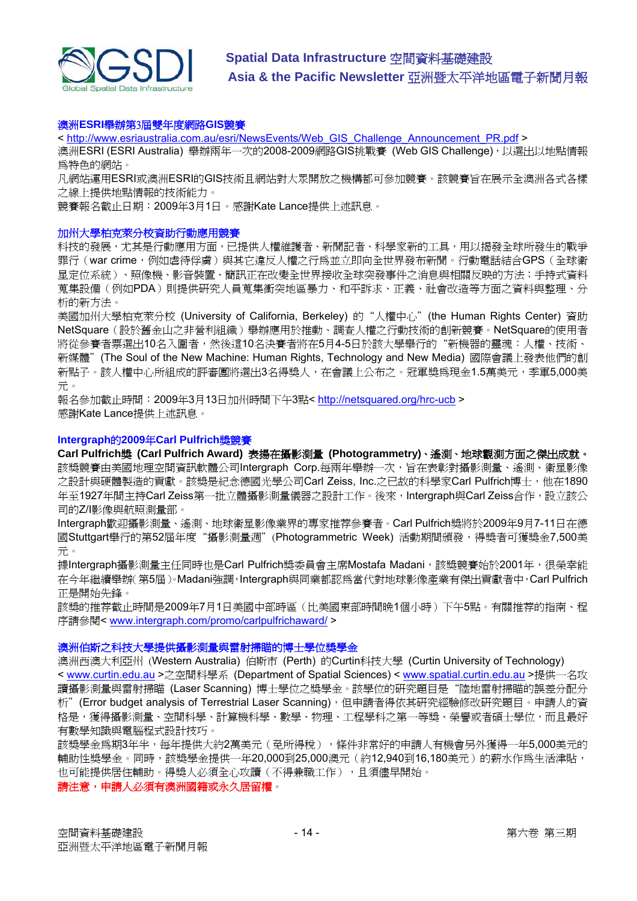## 澳洲ESRI舉辦第3屆雙年度網路GIS競賽

< http://www.esriaustralia.com.au/esri/NewsEvents/Web_GIS_Challenge_Announcement_PR.pdf >
澳洲ESRI (ESRI Australia) 舉辦兩年一次的2008-2009網路GIS挑戰賽 (Web GIS Challenge)，以選出以地點情報為特色的網站。

凡網站運用ESRI或澳洲ESRI的GIS技術且網站對大眾開放之機構都可參加競賽。該競賽旨在展示全澳洲各式各樣之線上提供地點情報的技術能力。

競賽報名截止日期：2009年3月1日。感謝Kate Lance提供上述訊息。

## 加州大學柏克萊分校資助行動應用競賽

科技的發展，尤其是行動應用方面，已提供人權維護者、新聞記者、科學家新的工具，用以揭發全球所發生的戰爭罪行（war crime，例如虐待俘虜）與其它違反人權之行為並立即向全世界發布新聞。行動電話結合GPS（全球衛星定位系統）、照像機、影音裝置、簡訊正在改變全世界接收全球突發事件之消息與相關反映的方法；手持式資料蒐集設備（例如PDA）則提供研究人員蒐集衝突地區暴力、和平訴求、正義、社會改造等方面之資料與整理、分析的新方法。

美國加州大學柏克萊分校 (University of California, Berkeley) 的"人權中心"(the Human Rights Center) 資助NetSquare（設於舊金山之非營利組織）舉辦應用於推動、調查人權之行動技術的創新競賽。NetSquare的使用者將從參賽者票選出10名入圍者，然後這10名決賽者將在5月4-5日於該大學舉行的"新機器的靈魂：人權、技術、新媒體"(The Soul of the New Machine: Human Rights, Technology and New Media) 國際會議上發表他們的創新點子。該人權中心所組成的評審團將選出3名得獎人，在會議上公布之。冠軍獎為現金1.5萬美元，季軍5,000美元。

報名參加截止時間：2009年3月13日加州時間下午3點< http://netsquared.org/hrc-ucb >
感謝Kate Lance提供上述訊息。

## Intergraph的2009年Carl Pulfrich獎競賽

**Carl Pulfrich獎 (Carl Pulfrich Award) 表揚在攝影測量 (Photogrammetry)、遙測、地球觀測方面之傑出成就。**
該獎競賽由美國地理空間資訊軟體公司Intergraph Corp.每兩年舉辦一次，旨在表彰對攝影測量、遙測、衛星影像之設計與硬體製造的貢獻。該獎是紀念德國光學公司Carl Zeiss, Inc.之已故的科學家Carl Pulfrich博士，他在1890年至1927年間主持Carl Zeiss第一批立體攝影測量儀器之設計工作。後來，Intergraph與Carl Zeiss合作，設立該公司的Z/I影像與航照測量部。

Intergraph歡迎攝影測量、遙測、地球衛星影像業界的專家推荐參賽者。Carl Pulfrich獎將於2009年9月7-11日在德國Stuttgart舉行的第52屆年度"攝影測量週"(Photogrammetric Week) 活動期間頒發，得獎者可獲獎金7,500美元。

據Intergraph攝影測量主任同時也是Carl Pulfrich獎委員會主席Mostafa Madani，該獎競賽始於2001年，很榮幸能在今年繼續舉辦(第5屆)。Madani強調，Intergraph與同業都認為當代對地球影像產業有傑出貢獻者中，Carl Pulfrich正是開始先鋒。

該獎的推荐截止時間是2009年7月1日美國中部時區（比美國東部時間晚1個小時）下午5點。有關推荐的指南、程序請參閱< www.intergraph.com/promo/carlpulfrichaward/ >

## 澳洲伯斯之科技大學提供攝影測量與雷射掃瞄的博士學位獎學金

澳洲西澳大利亞州 (Western Australia) 伯斯市 (Perth) 的Curtin科技大學 (Curtin University of Technology) < www.curtin.edu.au >之空間科學系 (Department of Spatial Sciences) < www.spatial.curtin.edu.au >提供一名攻讀攝影測量與雷射掃瞄 (Laser Scanning) 博士學位之獎學金。該學位的研究題目是"陸地雷射掃瞄的誤差分配分析"(Error budget analysis of Terrestrial Laser Scanning)，但申請者得依其研究經驗修改研究題目。申請人的資格是，獲得攝影測量、空間科學、計算機科學、數學、物理、工程學科之第一等獎、榮譽或者碩士學位，而且最好有數學知識與電腦程式設計技巧。

該獎學金為期3年半，每年提供大約2萬美元（免所得稅），條件非常好的申請人有機會另外獲得一年5,000美元的輔助性獎學金。同時，該獎學金提供一年20,000到25,000澳元（約12,940到16,180美元）的薪水作為生活津貼，也可能提供居住輔助。得獎人必須全心攻讀（不得兼職工作），且須儘早開始。

**請注意，申請人必須有澳洲國籍或永久居留權。**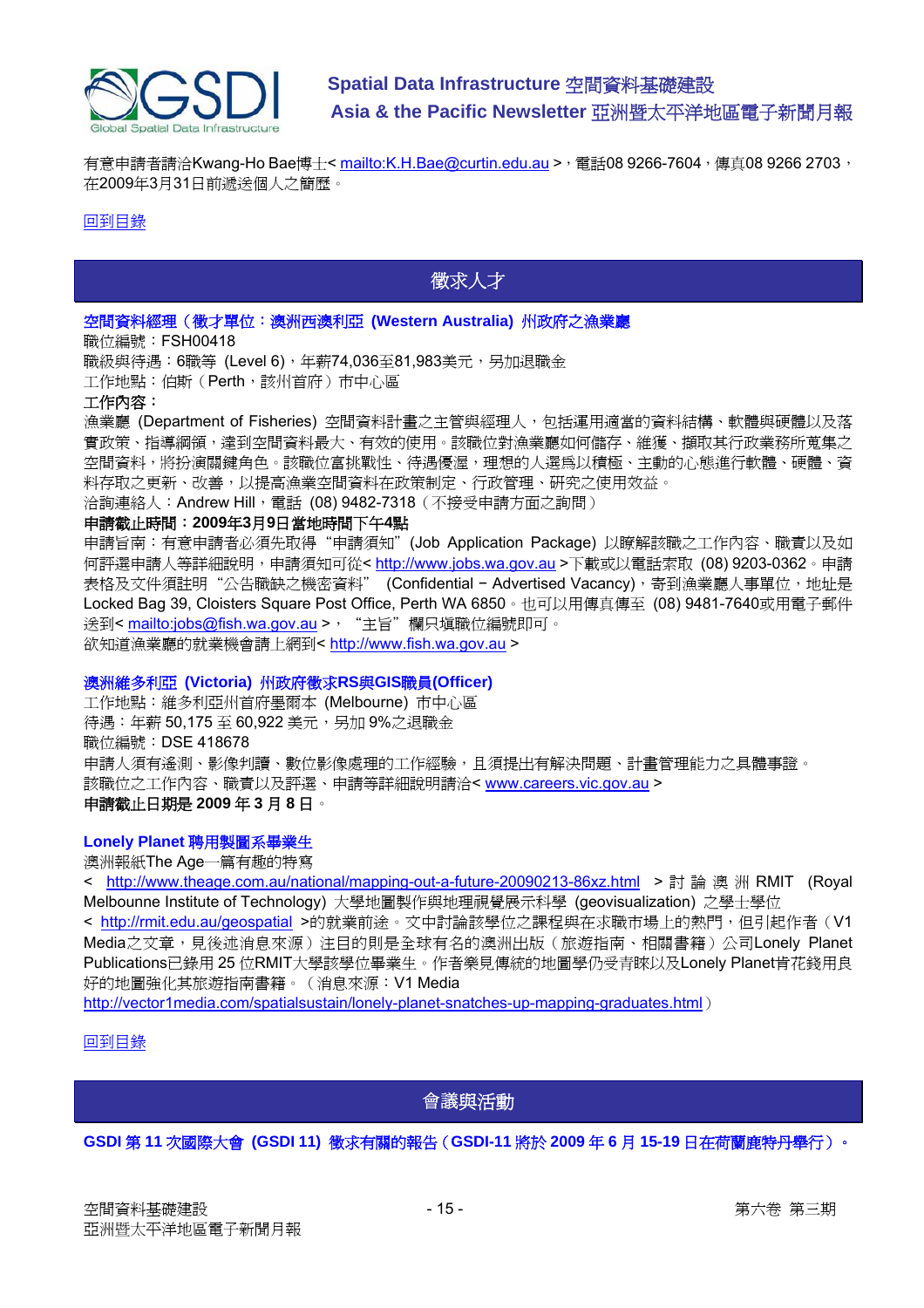有意申請者請洽Kwang-Ho Bae博士< mailto:K.H.Bae@curtin.edu.au >，電話08 9266-7604，傳真08 9266 2703，在2009年3月31日前遞送個人之簡歷。

回到目錄

## 徵求人才

### 空間資料經理（徵才單位：澳洲西澳利亞 (Western Australia) 州政府之漁業廳

職位編號：FSH00418

職級與待遇：6職等 (Level 6)，年薪74,036至81,983美元，另加退職金

工作地點：伯斯（Perth，該州首府）市中心區

**工作內容：**

漁業廳 (Department of Fisheries) 空間資料計畫之主管與經理人，包括運用適當的資料結構、軟體與硬體以及落實政策、指導綱領，達到空間資料最大、有效的使用。該職位對漁業廳如何儲存、維獲、擷取其行政業務所蒐集之空間資料，將扮演關鍵角色。該職位富挑戰性、待遇優渥，理想的人選為以積極、主動的心態進行軟體、硬體、資料存取之更新、改善，以提高漁業空間資料在政策制定、行政管理、研究之使用效益。

洽詢連絡人：Andrew Hill，電話 (08) 9482-7318（不接受申請方面之詢問）

**申請截止時間：2009年3月9日當地時間下午4點**

申請旨南：有意申請者必須先取得 "申請須知" (Job Application Package) 以瞭解該職之工作內容、職責以及如何評選申請人等詳細說明，申請須知可從< http://www.jobs.wa.gov.au >下載或以電話索取 (08) 9203-0362。申請表格及文件須註明 "公告職缺之機密資料" (Confidential – Advertised Vacancy)，寄到漁業廳人事單位，地址是 Locked Bag 39, Cloisters Square Post Office, Perth WA 6850。也可以用傳真傳至 (08) 9481-7640或用電子郵件送到< mailto:jobs@fish.wa.gov.au >， "主旨" 欄只填職位編號即可。

欲知道漁業廳的就業機會請上網到< http://www.fish.wa.gov.au >

### 澳洲維多利亞 (Victoria) 州政府徵求RS與GIS職員(Officer)

工作地點：維多利亞州首府墨爾本 (Melbourne) 市中心區

待遇：年薪 50,175 至 60,922 美元，另加 9%之退職金

職位編號：DSE 418678

申請人須有遙測、影像判讀、數位影像處理的工作經驗，且須提出有解決問題、計畫管理能力之具體事證。

該職位之工作內容、職責以及評選、申請等詳細說明請洽< www.careers.vic.gov.au >

**申請截止日期是 2009 年 3 月 8 日。**

### Lonely Planet 聘用製圖系畢業生

澳洲報紙The Age一篇有趣的特寫

< http://www.theage.com.au/national/mapping-out-a-future-20090213-86xz.html > 討論澳洲 RMIT (Royal Melbounne Institute of Technology) 大學地圖製作與地理視覺展示科學 (geovisualization) 之學士學位 < http://rmit.edu.au/geospatial >的就業前途。文中討論該學位之課程與在求職市場上的熱門，但引起作者（V1 Media之文章，見後述消息來源）注目的則是全球有名的澳洲出版（旅遊指南、相關書籍）公司Lonely Planet Publications已錄用 25 位RMIT大學該學位畢業生。作者樂見傳統的地圖學仍受青睞以及Lonely Planet肯花錢用良好的地圖強化其旅遊指南書籍。（消息來源：V1 Media http://vector1media.com/spatialsustain/lonely-planet-snatches-up-mapping-graduates.html）

回到目錄

## 會議與活動

### GSDI 第 11 次國際大會 (GSDI 11) 徵求有關的報告（GSDI-11 將於 2009 年 6 月 15-19 日在荷蘭鹿特丹舉行）。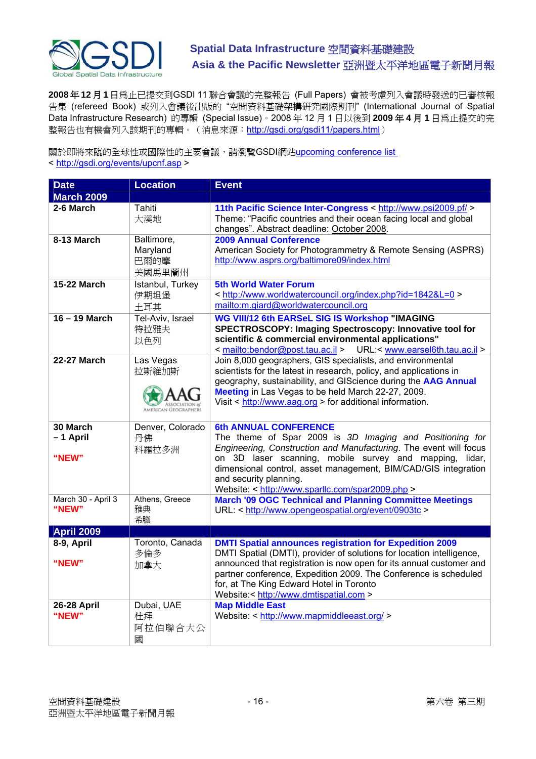**2008 年 12 月 1 日**爲止已提交到GSDI 11 聯合會議的完整報告 (Full Papers) 會被考慮列入會議時發送的已審核報告集 (refereed Book) 或列入會議後出版的 "空間資料基礎架構研究國際期刊" (International Journal of Spatial Data Infrastructure Research) 的專輯 (Special Issue)。2008 年 12 月 1 日以後到 **2009 年 4 月 1 日**爲止提交的完整報告也有機會列入該期刊的專輯。（消息來源：http://gsdi.org/gsdi11/papers.html）

關於即將來臨的全球性或國際性的主要會議，請瀏覽GSDI網站upcoming conference list
< http://gsdi.org/events/upcnf.asp >

| Date | Location | Event |
|---|---|---|
| **March 2009** | | |
| **2-6 March** | Tahiti<br>大溪地 | **11th Pacific Science Inter-Congress** < http://www.psi2009.pf/ ><br>Theme: "Pacific countries and their ocean facing local and global changes". Abstract deadline: October 2008. |
| **8-13 March** | Baltimore, Maryland<br>巴爾的摩<br>美國馬里蘭州 | **2009 Annual Conference**<br>American Society for Photogrammetry & Remote Sensing (ASPRS)<br>http://www.asprs.org/baltimore09/index.html |
| **15-22 March** | Istanbul, Turkey<br>伊斯坦堡<br>土耳其 | **5th World Water Forum**<br>< http://www.worldwatercouncil.org/index.php?id=1842&L=0 ><br>mailto:m.giard@worldwatercouncil.org |
| **16 – 19 March** | Tel-Aviv, Israel<br>特拉雅夫<br>以色列 | **WG VIII/12 6th EARSeL SIG IS Workshop "IMAGING SPECTROSCOPY: Imaging Spectroscopy: Innovative tool for scientific & commercial environmental applications"**<br>< mailto:bendor@post.tau.ac.il > URL:< www.earsel6th.tau.ac.il > |
| **22-27 March** | Las Vegas<br>拉斯維加斯<br>AAG ASSOCIATION of AMERICAN GEOGRAPHERS | Join 8,000 geographers, GIS specialists, and environmental scientists for the latest in research, policy, and applications in geography, sustainability, and GIScience during the **AAG Annual Meeting** in Las Vegas to be held March 22-27, 2009.<br>Visit < http://www.aag.org > for additional information. |
| **30 March – 1 April**<br><br>**"NEW"** | Denver, Colorado<br>丹佛<br>科羅拉多州 | **6th ANNUAL CONFERENCE**<br>The theme of Spar 2009 is *3D Imaging and Positioning for Engineering, Construction and Manufacturing*. The event will focus on 3D laser scanning, mobile survey and mapping, lidar, dimensional control, asset management, BIM/CAD/GIS integration and security planning.<br>Website: < http://www.sparllc.com/spar2009.php > |
| March 30 - April 3<br>**"NEW"** | Athens, Greece<br>雅典<br>希臘 | **March '09 OGC Technical and Planning Committee Meetings**<br>URL: < http://www.opengeospatial.org/event/0903tc > |
| **April 2009** | | |
| **8-9, April**<br><br>**"NEW"** | Toronto, Canada<br>多倫多<br>加拿大 | **DMTI Spatial announces registration for Expedition 2009**<br>DMTI Spatial (DMTI), provider of solutions for location intelligence, announced that registration is now open for its annual customer and partner conference, Expedition 2009. The Conference is scheduled for, at The King Edward Hotel in Toronto<br>Website:< http://www.dmtispatial.com > |
| **26-28 April**<br>**"NEW"** | Dubai, UAE<br>杜拜<br>阿拉伯聯合大公國 | **Map Middle East**<br>Website: < http://www.mapmiddleeast.org/ > |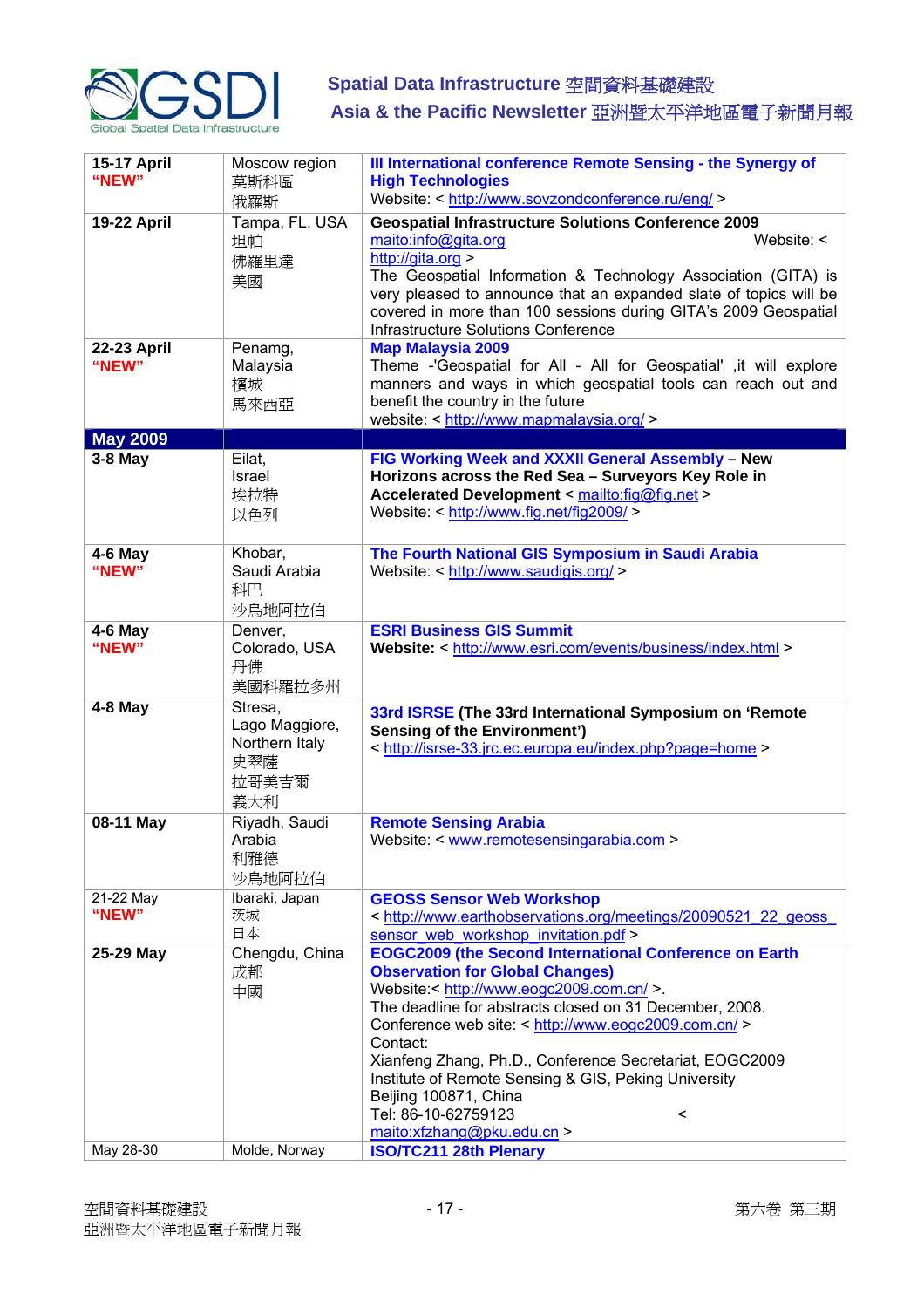| | | |
|---|---|---|
| **15-17 April** **"NEW"** | Moscow region 莫斯科區 俄羅斯 | **III International conference Remote Sensing - the Synergy of High Technologies** Website: < http://www.sovzondconference.ru/eng/ > |
| **19-22 April** | Tampa, FL, USA 坦帕 佛羅里達 美國 | **Geospatial Infrastructure Solutions Conference 2009** maito:info@gita.org Website: < http://gita.org > The Geospatial Information & Technology Association (GITA) is very pleased to announce that an expanded slate of topics will be covered in more than 100 sessions during GITA's 2009 Geospatial Infrastructure Solutions Conference |
| **22-23 April** **"NEW"** | Penamg, Malaysia 檳城 馬來西亞 | **Map Malaysia 2009** Theme -'Geospatial for All - All for Geospatial' ,it will explore manners and ways in which geospatial tools can reach out and benefit the country in the future website: < http://www.mapmalaysia.org/ > |
| **May 2009** | | |
| **3-8 May** | Eilat, Israel 埃拉特 以色列 | **FIG Working Week and XXXII General Assembly – New Horizons across the Red Sea – Surveyors Key Role in Accelerated Development** < mailto:fig@fig.net > Website: < http://www.fig.net/fig2009/ > |
| **4-6 May** **"NEW"** | Khobar, Saudi Arabia 科巴 沙烏地阿拉伯 | **The Fourth National GIS Symposium in Saudi Arabia** Website: < http://www.saudigis.org/ > |
| **4-6 May** **"NEW"** | Denver, Colorado, USA 丹佛 美國科羅拉多州 | **ESRI Business GIS Summit** **Website:** < http://www.esri.com/events/business/index.html > |
| **4-8 May** | Stresa, Lago Maggiore, Northern Italy 史翠薩 拉哥美吉爾 義大利 | **33rd ISRSE (The 33rd International Symposium on 'Remote Sensing of the Environment')** < http://isrse-33.jrc.ec.europa.eu/index.php?page=home > |
| **08-11 May** | Riyadh, Saudi Arabia 利雅德 沙烏地阿拉伯 | **Remote Sensing Arabia** Website: < www.remotesensingarabia.com > |
| 21-22 May **"NEW"** | Ibaraki, Japan 茨城 日本 | **GEOSS Sensor Web Workshop** < http://www.earthobservations.org/meetings/20090521_22_geoss_sensor_web_workshop_invitation.pdf > |
| **25-29 May** | Chengdu, China 成都 中國 | **EOGC2009 (the Second International Conference on Earth Observation for Global Changes)** Website:< http://www.eogc2009.com.cn/ >. The deadline for abstracts closed on 31 December, 2008. Conference web site: < http://www.eogc2009.com.cn/ > Contact: Xianfeng Zhang, Ph.D., Conference Secretariat, EOGC2009 Institute of Remote Sensing & GIS, Peking University Beijing 100871, China Tel: 86-10-62759123 < maito:xfzhang@pku.edu.cn > |
| May 28-30 | Molde, Norway | **ISO/TC211 28th Plenary** |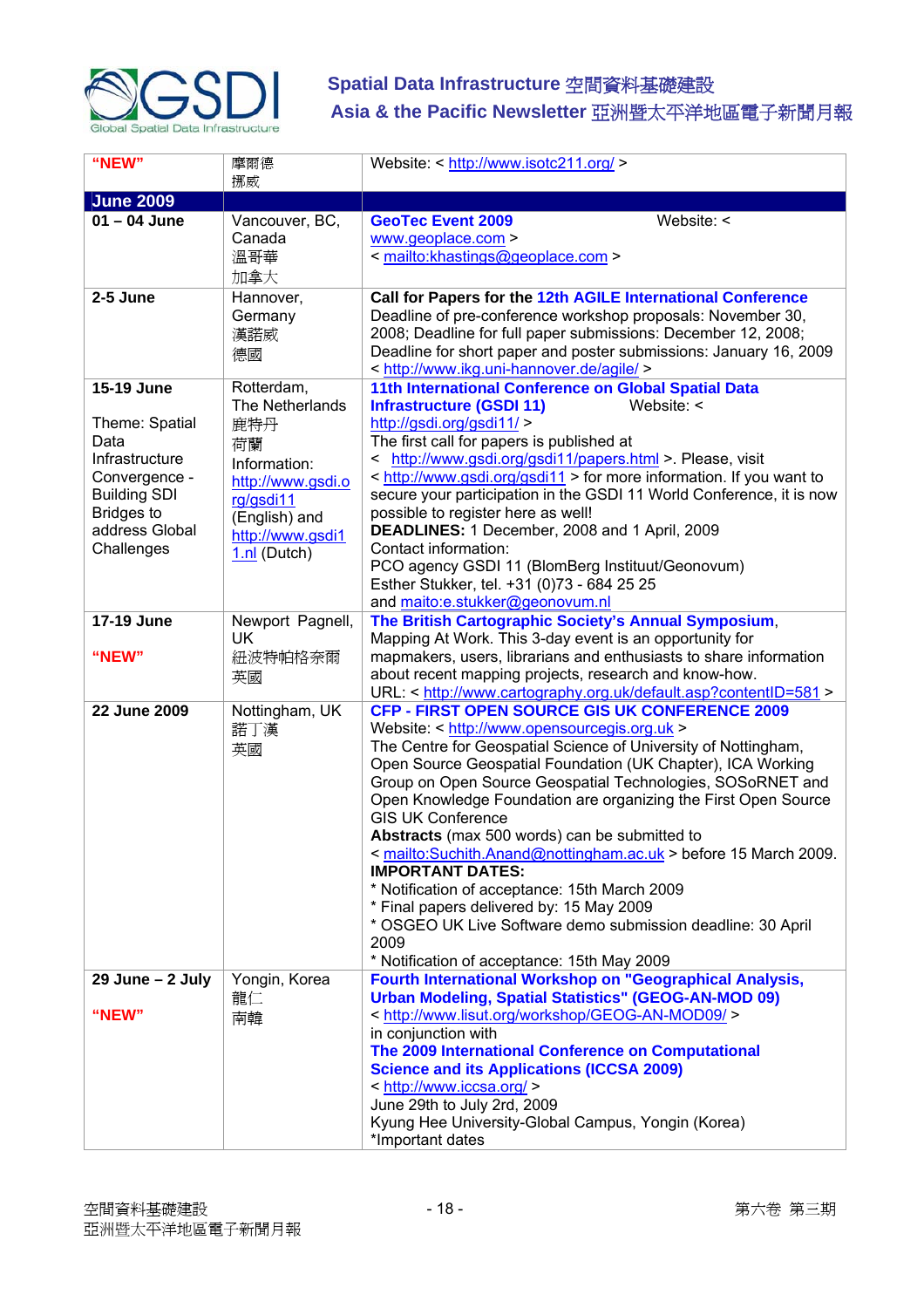| | | |
|---|---|---|
| **"NEW"** | 摩爾德<br>挪威 | Website: < http://www.isotc211.org/ > |
| **June 2009** | | |
| **01 – 04 June** | Vancouver, BC, Canada<br>溫哥華<br>加拿大 | **GeoTec Event 2009** Website: < www.geoplace.com ><br>< mailto:khastings@geoplace.com > |
| **2-5 June** | Hannover, Germany<br>漢諾威<br>德國 | **Call for Papers for the 12th AGILE International Conference**<br>Deadline of pre-conference workshop proposals: November 30, 2008; Deadline for full paper submissions: December 12, 2008; Deadline for short paper and poster submissions: January 16, 2009<br>< http://www.ikg.uni-hannover.de/agile/ > |
| **15-19 June**<br><br>Theme: Spatial Data Infrastructure Convergence - Building SDI Bridges to address Global Challenges | Rotterdam, The Netherlands<br>鹿特丹<br>荷蘭<br>Information: http://www.gsdi.org/gsdi11 (English) and http://www.gsdi11.nl (Dutch) | **11th International Conference on Global Spatial Data Infrastructure (GSDI 11)** Website: < http://gsdi.org/gsdi11/ ><br>The first call for papers is published at < http://www.gsdi.org/gsdi11/papers.html >. Please, visit < http://www.gsdi.org/gsdi11 > for more information. If you want to secure your participation in the GSDI 11 World Conference, it is now possible to register here as well!<br>**DEADLINES:** 1 December, 2008 and 1 April, 2009<br>Contact information:<br>PCO agency GSDI 11 (BlomBerg Instituut/Geonovum)<br>Esther Stukker, tel. +31 (0)73 - 684 25 25<br>and maito:e.stukker@geonovum.nl |
| **17-19 June**<br><br>**"NEW"** | Newport Pagnell, UK<br>紐波特帕格奈爾<br>英國 | **The British Cartographic Society's Annual Symposium**, Mapping At Work. This 3-day event is an opportunity for mapmakers, users, librarians and enthusiasts to share information about recent mapping projects, research and know-how.<br>URL: < http://www.cartography.org.uk/default.asp?contentID=581 > |
| **22 June 2009** | Nottingham, UK<br>諾丁漢<br>英國 | **CFP - FIRST OPEN SOURCE GIS UK CONFERENCE 2009**<br>Website: < http://www.opensourcegis.org.uk ><br>The Centre for Geospatial Science of University of Nottingham, Open Source Geospatial Foundation (UK Chapter), ICA Working Group on Open Source Geospatial Technologies, SOSoRNET and Open Knowledge Foundation are organizing the First Open Source GIS UK Conference<br>**Abstracts** (max 500 words) can be submitted to < mailto:Suchith.Anand@nottingham.ac.uk > before 15 March 2009.<br>**IMPORTANT DATES:**<br>* Notification of acceptance: 15th March 2009<br>* Final papers delivered by: 15 May 2009<br>* OSGEO UK Live Software demo submission deadline: 30 April 2009<br>* Notification of acceptance: 15th May 2009 |
| **29 June – 2 July**<br><br>**"NEW"** | Yongin, Korea<br>龍仁<br>南韓 | **Fourth International Workshop on "Geographical Analysis, Urban Modeling, Spatial Statistics" (GEOG-AN-MOD 09)**<br>< http://www.lisut.org/workshop/GEOG-AN-MOD09/ ><br>in conjunction with<br>**The 2009 International Conference on Computational Science and its Applications (ICCSA 2009)**<br>< http://www.iccsa.org/ ><br>June 29th to July 2rd, 2009<br>Kyung Hee University-Global Campus, Yongin (Korea)<br>*Important dates |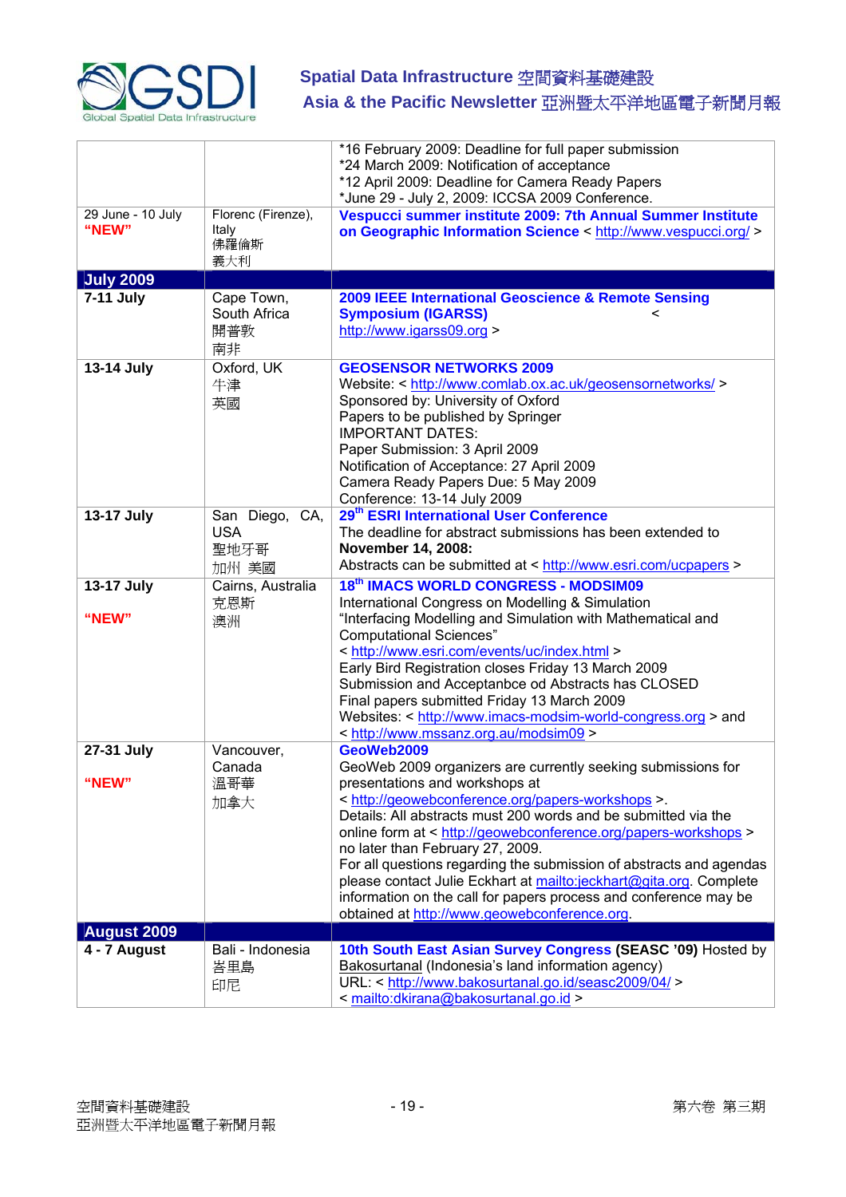| | | |
|---|---|---|
| | | *16 February 2009: Deadline for full paper submission<br>*24 March 2009: Notification of acceptance<br>*12 April 2009: Deadline for Camera Ready Papers<br>*June 29 - July 2, 2009: ICCSA 2009 Conference. |
| 29 June - 10 July<br>**"NEW"** | Florenc (Firenze), Italy<br>佛羅倫斯<br>義大利 | **Vespucci summer institute 2009: 7th Annual Summer Institute on Geographic Information Science** < http://www.vespucci.org/ > |
| **July 2009** | | |
| **7-11 July** | Cape Town, South Africa<br>開普敦<br>南非 | **2009 IEEE International Geoscience & Remote Sensing Symposium (IGARSS)** < http://www.igarss09.org > |
| **13-14 July** | Oxford, UK<br>牛津<br>英國 | **GEOSENSOR NETWORKS 2009**<br>Website: < http://www.comlab.ox.ac.uk/geosensornetworks/ ><br>Sponsored by: University of Oxford<br>Papers to be published by Springer<br>IMPORTANT DATES:<br>Paper Submission: 3 April 2009<br>Notification of Acceptance: 27 April 2009<br>Camera Ready Papers Due: 5 May 2009<br>Conference: 13-14 July 2009 |
| **13-17 July** | San Diego, CA, USA<br>聖地牙哥<br>加州 美國 | **29th ESRI International User Conference**<br>The deadline for abstract submissions has been extended to **November 14, 2008:**<br>Abstracts can be submitted at < http://www.esri.com/ucpapers > |
| **13-17 July**<br><br>**"NEW"** | Cairns, Australia<br>克恩斯<br>澳洲 | **18th IMACS WORLD CONGRESS - MODSIM09**<br>International Congress on Modelling & Simulation<br>"Interfacing Modelling and Simulation with Mathematical and Computational Sciences"<br>< http://www.esri.com/events/uc/index.html ><br>Early Bird Registration closes Friday 13 March 2009<br>Submission and Acceptanbce od Abstracts has CLOSED<br>Final papers submitted Friday 13 March 2009<br>Websites: < http://www.imacs-modsim-world-congress.org > and < http://www.mssanz.org.au/modsim09 > |
| **27-31 July**<br><br>**"NEW"** | Vancouver, Canada<br>溫哥華<br>加拿大 | **GeoWeb2009**<br>GeoWeb 2009 organizers are currently seeking submissions for presentations and workshops at < http://geowebconference.org/papers-workshops >.<br>Details: All abstracts must 200 words and be submitted via the online form at < http://geowebconference.org/papers-workshops > no later than February 27, 2009.<br>For all questions regarding the submission of abstracts and agendas please contact Julie Eckhart at mailto:jeckhart@gita.org. Complete information on the call for papers process and conference may be obtained at http://www.geowebconference.org. |
| **August 2009** | | |
| **4 - 7 August** | Bali - Indonesia<br>峇里島<br>印尼 | **10th South East Asian Survey Congress (SEASC '09)** Hosted by Bakosurtanal (Indonesia's land information agency)<br>URL: < http://www.bakosurtanal.go.id/seasc2009/04/ ><br>< mailto:dkirana@bakosurtanal.go.id > |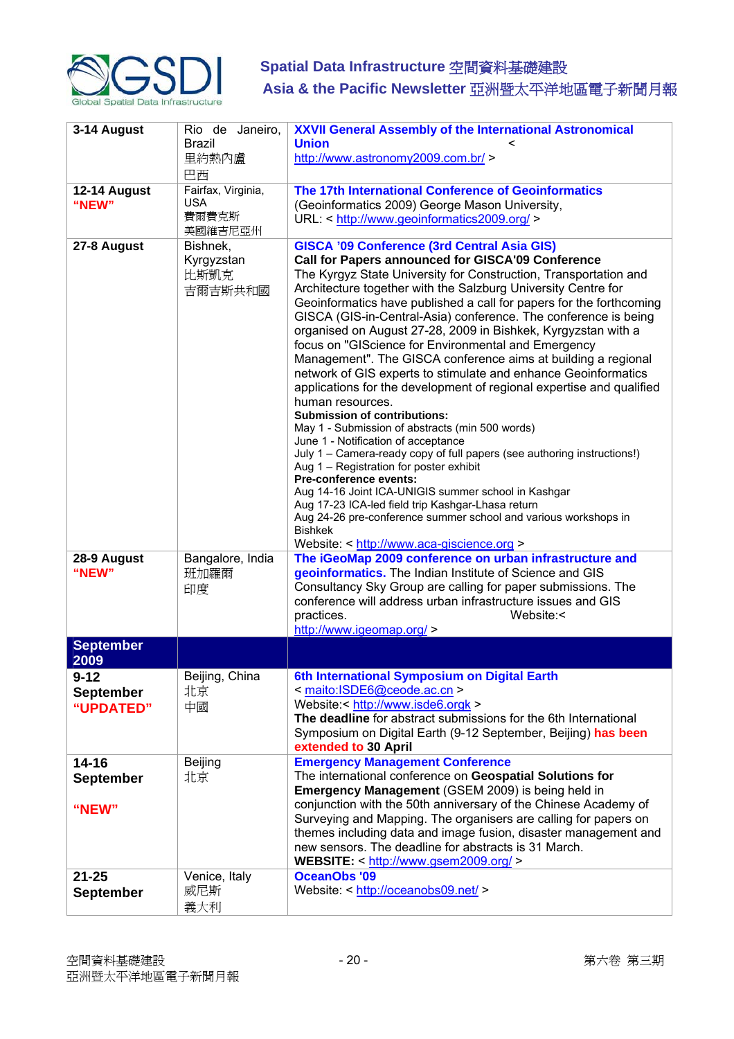| | | |
|---|---|---|
| **3-14 August** | Rio de Janeiro, Brazil<br>里約熱內盧<br>巴西 | **XXVII General Assembly of the International Astronomical Union** < http://www.astronomy2009.com.br/ > |
| **12-14 August**<br>**"NEW"** | Fairfax, Virginia, USA<br>費爾費克斯<br>美國維吉尼亞州 | **The 17th International Conference of Geoinformatics** (Geoinformatics 2009) George Mason University, URL: < http://www.geoinformatics2009.org/ > |
| **27-8 August** | Bishnek, Kyrgyzstan<br>比斯凱克<br>吉爾吉斯共和國 | **GISCA '09 Conference (3rd Central Asia GIS)**<br>**Call for Papers announced for GISCA'09 Conference**<br>The Kyrgyz State University for Construction, Transportation and Architecture together with the Salzburg University Centre for Geoinformatics have published a call for papers for the forthcoming GISCA (GIS-in-Central-Asia) conference. The conference is being organised on August 27-28, 2009 in Bishkek, Kyrgyzstan with a focus on "GIScience for Environmental and Emergency Management". The GISCA conference aims at building a regional network of GIS experts to stimulate and enhance Geoinformatics applications for the development of regional expertise and qualified human resources.<br>**Submission of contributions:**<br>May 1 - Submission of abstracts (min 500 words)<br>June 1 - Notification of acceptance<br>July 1 – Camera-ready copy of full papers (see authoring instructions!)<br>Aug 1 – Registration for poster exhibit<br>**Pre-conference events:**<br>Aug 14-16 Joint ICA-UNIGIS summer school in Kashgar<br>Aug 17-23 ICA-led field trip Kashgar-Lhasa return<br>Aug 24-26 pre-conference summer school and various workshops in Bishkek<br>Website: < http://www.aca-giscience.org > |
| **28-9 August**<br>**"NEW"** | Bangalore, India<br>班加羅爾<br>印度 | **The iGeoMap 2009 conference on urban infrastructure and geoinformatics.** The Indian Institute of Science and GIS Consultancy Sky Group are calling for paper submissions. The conference will address urban infrastructure issues and GIS practices. Website:< http://www.igeomap.org/ > |
| **September 2009** | | |
| **9-12 September**<br>**"UPDATED"** | Beijing, China<br>北京<br>中國 | **6th International Symposium on Digital Earth**<br>< maito:ISDE6@ceode.ac.cn ><br>Website:< http://www.isde6.orgk ><br>**The deadline** for abstract submissions for the 6th International Symposium on Digital Earth (9-12 September, Beijing) **has been extended to 30 April** |
| **14-16 September**<br>**"NEW"** | Beijing<br>北京 | **Emergency Management Conference**<br>The international conference on **Geospatial Solutions for Emergency Management** (GSEM 2009) is being held in conjunction with the 50th anniversary of the Chinese Academy of Surveying and Mapping. The organisers are calling for papers on themes including data and image fusion, disaster management and new sensors. The deadline for abstracts is 31 March.<br>**WEBSITE:** < http://www.gsem2009.org/ > |
| **21-25 September** | Venice, Italy<br>威尼斯<br>義大利 | **OceanObs '09**<br>Website: < http://oceanobs09.net/ > |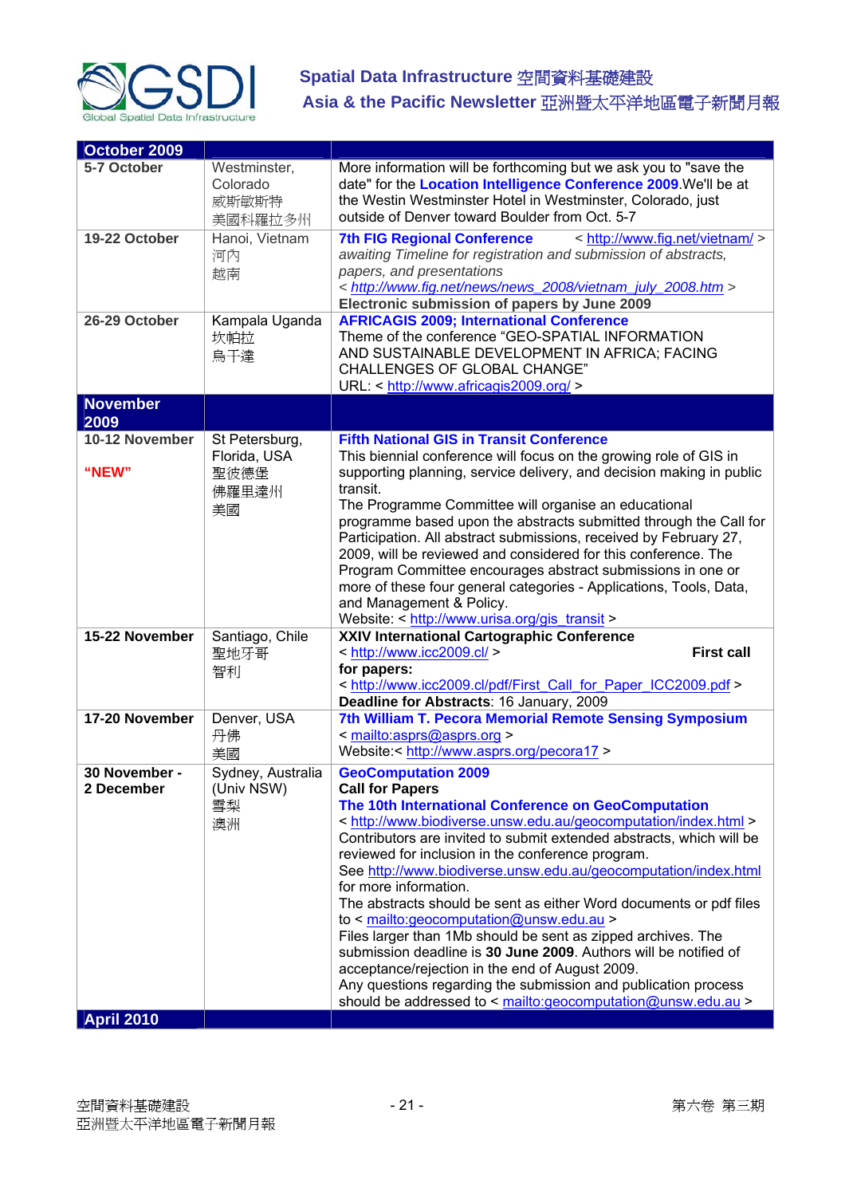| October 2009 | | |
|---|---|---|
| **5-7 October** | Westminster, Colorado 威斯敏斯特 美國科羅拉多州 | More information will be forthcoming but we ask you to "save the date" for the **Location Intelligence Conference 2009**.We'll be at the Westin Westminster Hotel in Westminster, Colorado, just outside of Denver toward Boulder from Oct. 5-7 |
| **19-22 October** | Hanoi, Vietnam 河內 越南 | **7th FIG Regional Conference** < http://www.fig.net/vietnam/ > *awaiting Timeline for registration and submission of abstracts, papers, and presentations* < *http://www.fig.net/news/news_2008/vietnam_july_2008.htm* > **Electronic submission of papers by June 2009** |
| **26-29 October** | Kampala Uganda 坎帕拉 烏干達 | **AFRICAGIS 2009; International Conference** Theme of the conference "GEO-SPATIAL INFORMATION AND SUSTAINABLE DEVELOPMENT IN AFRICA; FACING CHALLENGES OF GLOBAL CHANGE" URL: < http://www.africagis2009.org/ > |
| **November 2009** | | |
| **10-12 November** **"NEW"** | St Petersburg, Florida, USA 聖彼德堡 佛羅里達州 美國 | **Fifth National GIS in Transit Conference** This biennial conference will focus on the growing role of GIS in supporting planning, service delivery, and decision making in public transit. The Programme Committee will organise an educational programme based upon the abstracts submitted through the Call for Participation. All abstract submissions, received by February 27, 2009, will be reviewed and considered for this conference. The Program Committee encourages abstract submissions in one or more of these four general categories - Applications, Tools, Data, and Management & Policy. Website: < http://www.urisa.org/gis_transit > |
| **15-22 November** | Santiago, Chile 聖地牙哥 智利 | **XXIV International Cartographic Conference** < http://www.icc2009.cl/ > **First call for papers:** < http://www.icc2009.cl/pdf/First_Call_for_Paper_ICC2009.pdf > **Deadline for Abstracts**: 16 January, 2009 |
| **17-20 November** | Denver, USA 丹佛 美國 | **7th William T. Pecora Memorial Remote Sensing Symposium** < mailto:asprs@asprs.org > Website:< http://www.asprs.org/pecora17 > |
| **30 November - 2 December** | Sydney, Australia (Univ NSW) 雪梨 澳洲 | **GeoComputation 2009** **Call for Papers** **The 10th International Conference on GeoComputation** < http://www.biodiverse.unsw.edu.au/geocomputation/index.html > Contributors are invited to submit extended abstracts, which will be reviewed for inclusion in the conference program. See http://www.biodiverse.unsw.edu.au/geocomputation/index.html for more information. The abstracts should be sent as either Word documents or pdf files to < mailto:geocomputation@unsw.edu.au > Files larger than 1Mb should be sent as zipped archives. The submission deadline is **30 June 2009**. Authors will be notified of acceptance/rejection in the end of August 2009. Any questions regarding the submission and publication process should be addressed to < mailto:geocomputation@unsw.edu.au > |
| **April 2010** | | |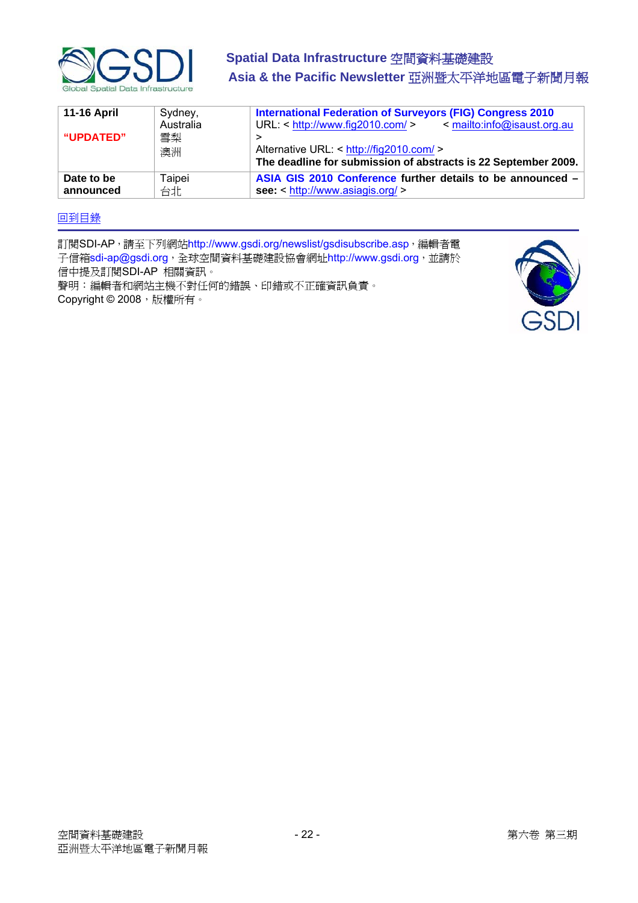| | | |
|---|---|---|
| **11-16 April** **"UPDATED"** | Sydney, Australia 雪梨 澳洲 | **International Federation of Surveyors (FIG) Congress 2010** URL: < http://www.fig2010.com/ > < mailto:info@isaust.org.au > Alternative URL: < http://fig2010.com/ > **The deadline for submission of abstracts is 22 September 2009.** |
| **Date to be announced** | Taipei 台北 | **ASIA GIS 2010 Conference further details to be announced – see:** < http://www.asiagis.org/ > |

回到目錄

訂閱SDI-AP，請至下列網站http://www.gsdi.org/newslist/gsdisubscribe.asp，編輯者電子信箱sdi-ap@gsdi.org，全球空間資料基礎建設協會網址http://www.gsdi.org，並請於信中提及訂閱SDI-AP 相關資訊。

聲明：編輯者和網站主機不對任何的錯誤、印錯或不正確資訊負責。

Copyright © 2008，版權所有。